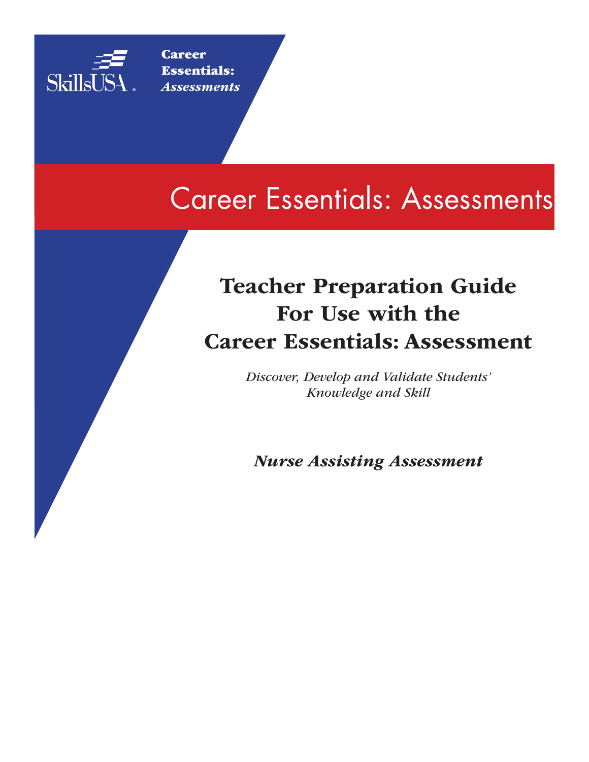SkillsUSA

**Career Essentials:** ***Assessments***

# Career Essentials: Assessments

## Teacher Preparation Guide For Use with the Career Essentials: Assessment

*Discover, Develop and Validate Students' Knowledge and Skill*

***Nurse Assisting Assessment***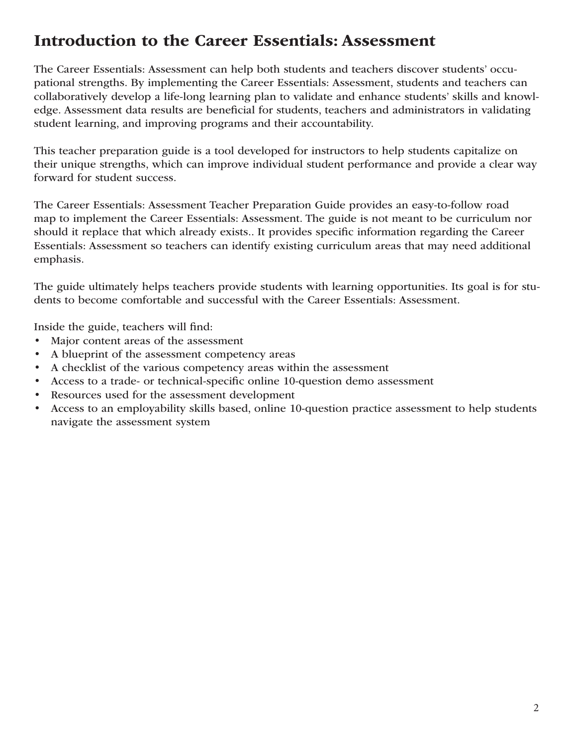# Introduction to the Career Essentials: Assessment

The Career Essentials: Assessment can help both students and teachers discover students' occupational strengths. By implementing the Career Essentials: Assessment, students and teachers can collaboratively develop a life-long learning plan to validate and enhance students' skills and knowledge. Assessment data results are beneficial for students, teachers and administrators in validating student learning, and improving programs and their accountability.

This teacher preparation guide is a tool developed for instructors to help students capitalize on their unique strengths, which can improve individual student performance and provide a clear way forward for student success.

The Career Essentials: Assessment Teacher Preparation Guide provides an easy-to-follow road map to implement the Career Essentials: Assessment. The guide is not meant to be curriculum nor should it replace that which already exists.. It provides specific information regarding the Career Essentials: Assessment so teachers can identify existing curriculum areas that may need additional emphasis.

The guide ultimately helps teachers provide students with learning opportunities. Its goal is for students to become comfortable and successful with the Career Essentials: Assessment.

Inside the guide, teachers will find:

- Major content areas of the assessment
- A blueprint of the assessment competency areas
- A checklist of the various competency areas within the assessment
- Access to a trade- or technical-specific online 10-question demo assessment
- Resources used for the assessment development
- Access to an employability skills based, online 10-question practice assessment to help students navigate the assessment system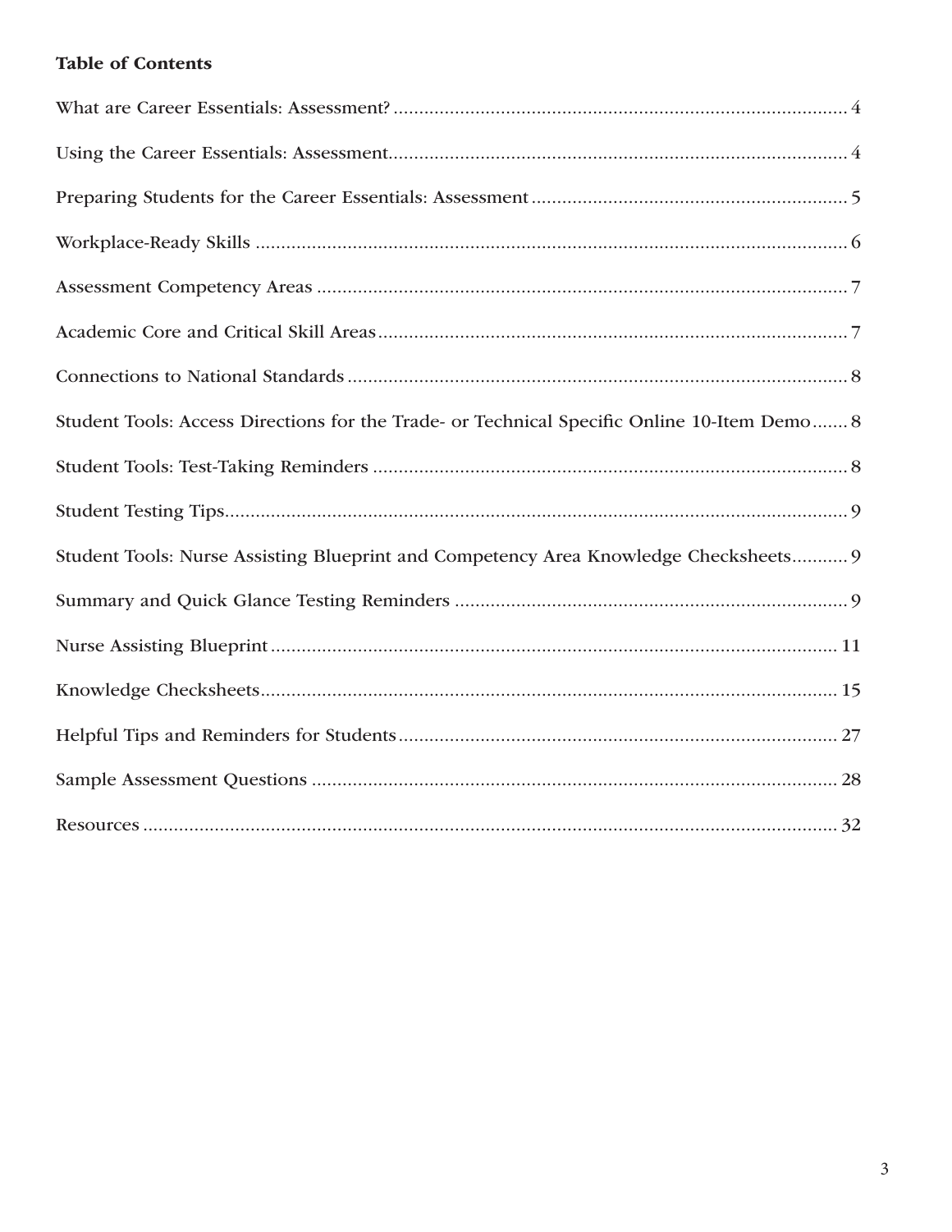**Table of Contents**

What are Career Essentials: Assessment? ........................................................................................ 4

Using the Career Essentials: Assessment........................................................................................ 4

Preparing Students for the Career Essentials: Assessment ............................................................ 5

Workplace-Ready Skills .................................................................................................................. 6

Assessment Competency Areas ...................................................................................................... 7

Academic Core and Critical Skill Areas .......................................................................................... 7

Connections to National Standards ................................................................................................ 8

Student Tools: Access Directions for the Trade- or Technical Specific Online 10-Item Demo....... 8

Student Tools: Test-Taking Reminders ............................................................................................ 8

Student Testing Tips......................................................................................................................... 9

Student Tools: Nurse Assisting Blueprint and Competency Area Knowledge Checksheets........... 9

Summary and Quick Glance Testing Reminders ............................................................................ 9

Nurse Assisting Blueprint .............................................................................................................. 11

Knowledge Checksheets ................................................................................................................ 15

Helpful Tips and Reminders for Students ..................................................................................... 27

Sample Assessment Questions ...................................................................................................... 28

Resources ........................................................................................................................................ 32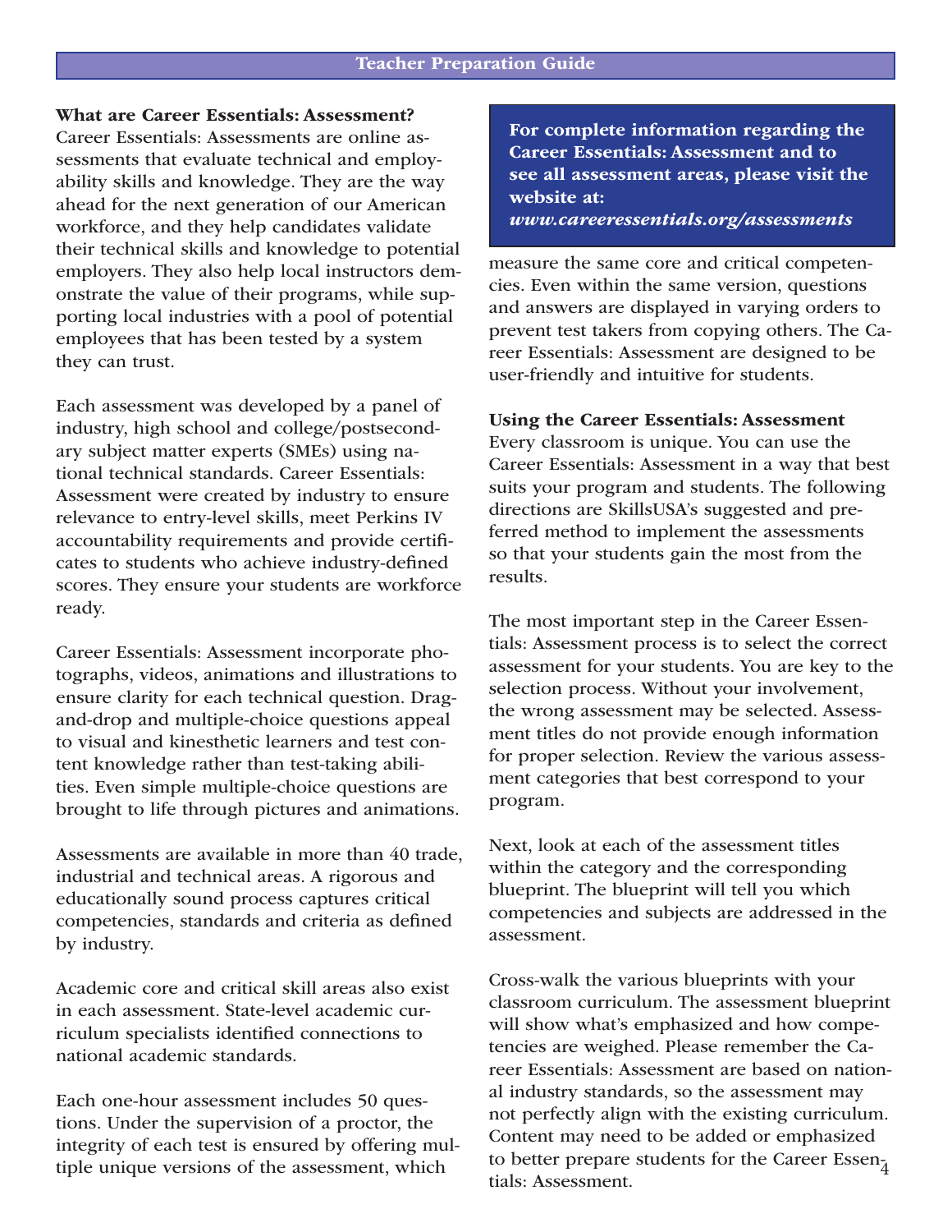## What are Career Essentials: Assessment?

Career Essentials: Assessments are online assessments that evaluate technical and employability skills and knowledge. They are the way ahead for the next generation of our American workforce, and they help candidates validate their technical skills and knowledge to potential employers. They also help local instructors demonstrate the value of their programs, while supporting local industries with a pool of potential employees that has been tested by a system they can trust.

Each assessment was developed by a panel of industry, high school and college/postsecondary subject matter experts (SMEs) using national technical standards. Career Essentials: Assessment were created by industry to ensure relevance to entry-level skills, meet Perkins IV accountability requirements and provide certificates to students who achieve industry-defined scores. They ensure your students are workforce ready.

Career Essentials: Assessment incorporate photographs, videos, animations and illustrations to ensure clarity for each technical question. Drag-and-drop and multiple-choice questions appeal to visual and kinesthetic learners and test content knowledge rather than test-taking abilities. Even simple multiple-choice questions are brought to life through pictures and animations.

Assessments are available in more than 40 trade, industrial and technical areas. A rigorous and educationally sound process captures critical competencies, standards and criteria as defined by industry.

Academic core and critical skill areas also exist in each assessment. State-level academic curriculum specialists identified connections to national academic standards.

Each one-hour assessment includes 50 questions. Under the supervision of a proctor, the integrity of each test is ensured by offering multiple unique versions of the assessment, which measure the same core and critical competencies. Even within the same version, questions and answers are displayed in varying orders to prevent test takers from copying others. The Career Essentials: Assessment are designed to be user-friendly and intuitive for students.

**For complete information regarding the Career Essentials: Assessment and to see all assessment areas, please visit the website at:** ***www.careeressentials.org/assessments***

## Using the Career Essentials: Assessment

Every classroom is unique. You can use the Career Essentials: Assessment in a way that best suits your program and students. The following directions are SkillsUSA's suggested and preferred method to implement the assessments so that your students gain the most from the results.

The most important step in the Career Essentials: Assessment process is to select the correct assessment for your students. You are key to the selection process. Without your involvement, the wrong assessment may be selected. Assessment titles do not provide enough information for proper selection. Review the various assessment categories that best correspond to your program.

Next, look at each of the assessment titles within the category and the corresponding blueprint. The blueprint will tell you which competencies and subjects are addressed in the assessment.

Cross-walk the various blueprints with your classroom curriculum. The assessment blueprint will show what's emphasized and how competencies are weighed. Please remember the Career Essentials: Assessment are based on national industry standards, so the assessment may not perfectly align with the existing curriculum. Content may need to be added or emphasized to better prepare students for the Career Essentials: Assessment.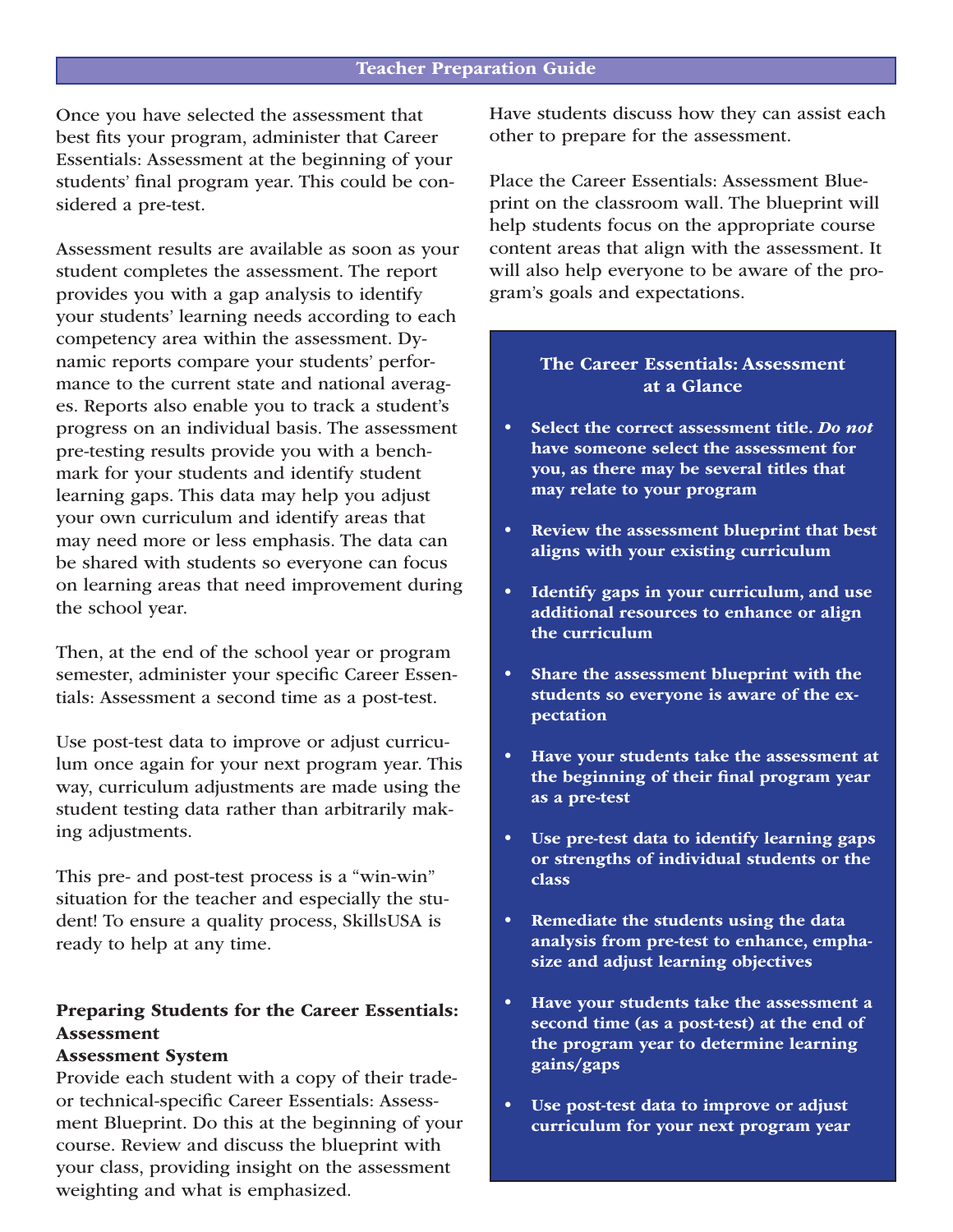## Teacher Preparation Guide

Once you have selected the assessment that best fits your program, administer that Career Essentials: Assessment at the beginning of your students' final program year. This could be considered a pre-test.

Assessment results are available as soon as your student completes the assessment. The report provides you with a gap analysis to identify your students' learning needs according to each competency area within the assessment. Dynamic reports compare your students' performance to the current state and national averages. Reports also enable you to track a student's progress on an individual basis. The assessment pre-testing results provide you with a benchmark for your students and identify student learning gaps. This data may help you adjust your own curriculum and identify areas that may need more or less emphasis. The data can be shared with students so everyone can focus on learning areas that need improvement during the school year.

Then, at the end of the school year or program semester, administer your specific Career Essentials: Assessment a second time as a post-test.

Use post-test data to improve or adjust curriculum once again for your next program year. This way, curriculum adjustments are made using the student testing data rather than arbitrarily making adjustments.

This pre- and post-test process is a "win-win" situation for the teacher and especially the student! To ensure a quality process, SkillsUSA is ready to help at any time.

### Preparing Students for the Career Essentials: Assessment

**Assessment System**

Provide each student with a copy of their trade- or technical-specific Career Essentials: Assessment Blueprint. Do this at the beginning of your course. Review and discuss the blueprint with your class, providing insight on the assessment weighting and what is emphasized.

Have students discuss how they can assist each other to prepare for the assessment.

Place the Career Essentials: Assessment Blueprint on the classroom wall. The blueprint will help students focus on the appropriate course content areas that align with the assessment. It will also help everyone to be aware of the program's goals and expectations.

### The Career Essentials: Assessment at a Glance

- **Select the correct assessment title. *Do not* have someone select the assessment for you, as there may be several titles that may relate to your program**
- **Review the assessment blueprint that best aligns with your existing curriculum**
- **Identify gaps in your curriculum, and use additional resources to enhance or align the curriculum**
- **Share the assessment blueprint with the students so everyone is aware of the expectation**
- **Have your students take the assessment at the beginning of their final program year as a pre-test**
- **Use pre-test data to identify learning gaps or strengths of individual students or the class**
- **Remediate the students using the data analysis from pre-test to enhance, emphasize and adjust learning objectives**
- **Have your students take the assessment a second time (as a post-test) at the end of the program year to determine learning gains/gaps**
- **Use post-test data to improve or adjust curriculum for your next program year**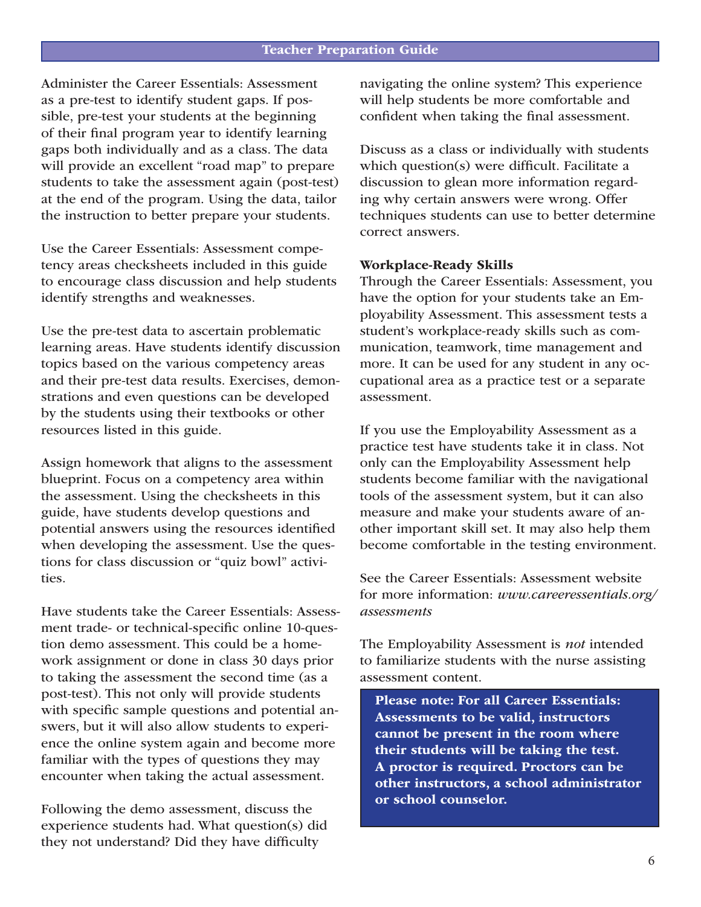Administer the Career Essentials: Assessment as a pre-test to identify student gaps. If possible, pre-test your students at the beginning of their final program year to identify learning gaps both individually and as a class. The data will provide an excellent "road map" to prepare students to take the assessment again (post-test) at the end of the program. Using the data, tailor the instruction to better prepare your students.

Use the Career Essentials: Assessment competency areas checksheets included in this guide to encourage class discussion and help students identify strengths and weaknesses.

Use the pre-test data to ascertain problematic learning areas. Have students identify discussion topics based on the various competency areas and their pre-test data results. Exercises, demonstrations and even questions can be developed by the students using their textbooks or other resources listed in this guide.

Assign homework that aligns to the assessment blueprint. Focus on a competency area within the assessment. Using the checksheets in this guide, have students develop questions and potential answers using the resources identified when developing the assessment. Use the questions for class discussion or "quiz bowl" activities.

Have students take the Career Essentials: Assessment trade- or technical-specific online 10-question demo assessment. This could be a homework assignment or done in class 30 days prior to taking the assessment the second time (as a post-test). This not only will provide students with specific sample questions and potential answers, but it will also allow students to experience the online system again and become more familiar with the types of questions they may encounter when taking the actual assessment.

Following the demo assessment, discuss the experience students had. What question(s) did they not understand? Did they have difficulty navigating the online system? This experience will help students be more comfortable and confident when taking the final assessment.

Discuss as a class or individually with students which question(s) were difficult. Facilitate a discussion to glean more information regarding why certain answers were wrong. Offer techniques students can use to better determine correct answers.

**Workplace-Ready Skills**

Through the Career Essentials: Assessment, you have the option for your students take an Employability Assessment. This assessment tests a student's workplace-ready skills such as communication, teamwork, time management and more. It can be used for any student in any occupational area as a practice test or a separate assessment.

If you use the Employability Assessment as a practice test have students take it in class. Not only can the Employability Assessment help students become familiar with the navigational tools of the assessment system, but it can also measure and make your students aware of another important skill set. It may also help them become comfortable in the testing environment.

See the Career Essentials: Assessment website for more information: *www.careeressentials.org/assessments*

The Employability Assessment is *not* intended to familiarize students with the nurse assisting assessment content.

**Please note: For all Career Essentials: Assessments to be valid, instructors cannot be present in the room where their students will be taking the test. A proctor is required. Proctors can be other instructors, a school administrator or school counselor.**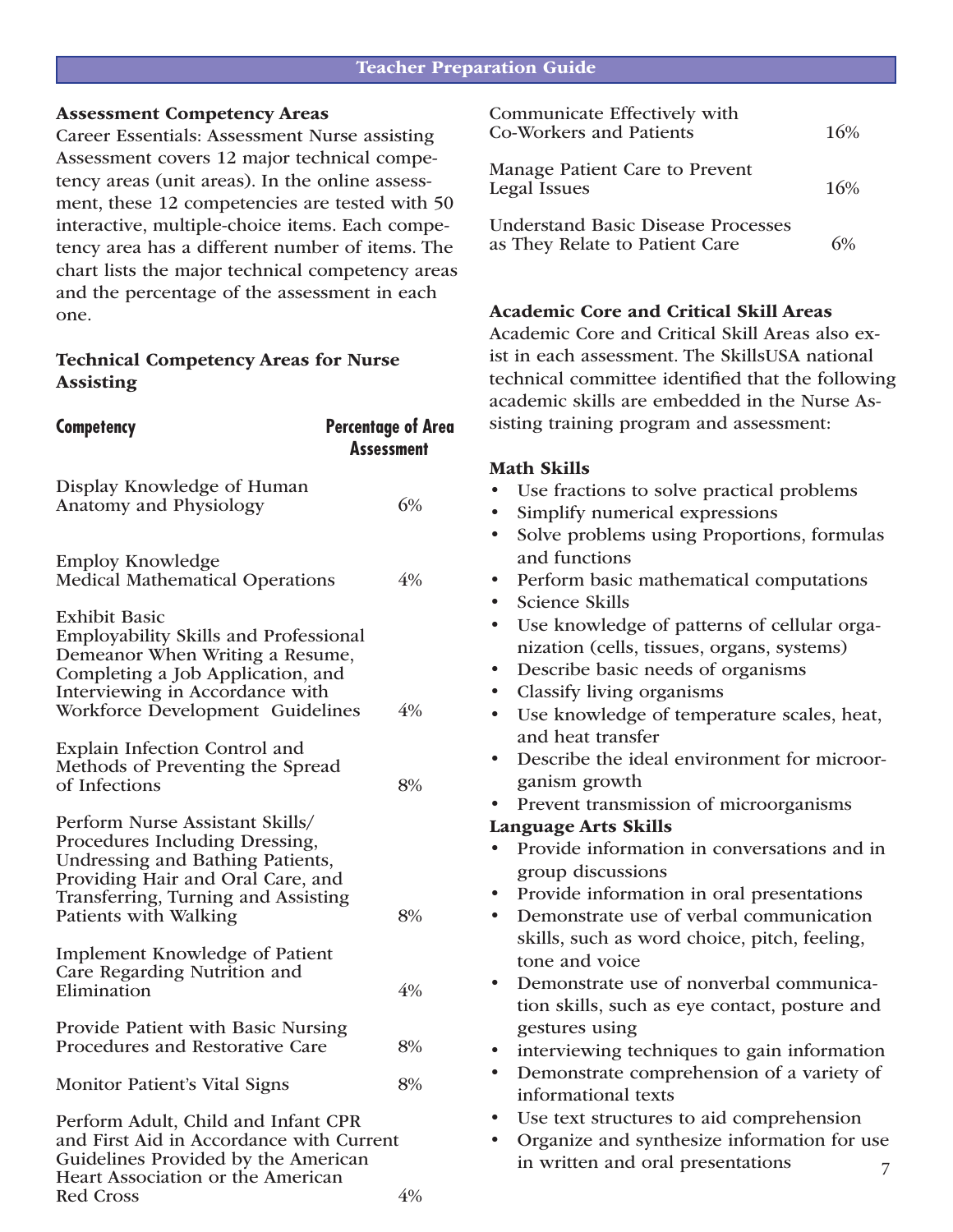## Assessment Competency Areas

Career Essentials: Assessment Nurse assisting Assessment covers 12 major technical competency areas (unit areas). In the online assessment, these 12 competencies are tested with 50 interactive, multiple-choice items. Each competency area has a different number of items. The chart lists the major technical competency areas and the percentage of the assessment in each one.

### Technical Competency Areas for Nurse Assisting

| Competency | Percentage of Area Assessment |
|---|---|
| Display Knowledge of Human Anatomy and Physiology | 6% |
| Employ Knowledge Medical Mathematical Operations | 4% |
| Exhibit Basic Employability Skills and Professional Demeanor When Writing a Resume, Completing a Job Application, and Interviewing in Accordance with Workforce Development Guidelines | 4% |
| Explain Infection Control and Methods of Preventing the Spread of Infections | 8% |
| Perform Nurse Assistant Skills/ Procedures Including Dressing, Undressing and Bathing Patients, Providing Hair and Oral Care, and Transferring, Turning and Assisting Patients with Walking | 8% |
| Implement Knowledge of Patient Care Regarding Nutrition and Elimination | 4% |
| Provide Patient with Basic Nursing Procedures and Restorative Care | 8% |
| Monitor Patient's Vital Signs | 8% |
| Perform Adult, Child and Infant CPR and First Aid in Accordance with Current Guidelines Provided by the American Heart Association or the American Red Cross | 4% |
| Communicate Effectively with Co-Workers and Patients | 16% |
| Manage Patient Care to Prevent Legal Issues | 16% |
| Understand Basic Disease Processes as They Relate to Patient Care | 6% |

## Academic Core and Critical Skill Areas

Academic Core and Critical Skill Areas also exist in each assessment. The SkillsUSA national technical committee identified that the following academic skills are embedded in the Nurse Assisting training program and assessment:

### Math Skills

- Use fractions to solve practical problems
- Simplify numerical expressions
- Solve problems using Proportions, formulas and functions
- Perform basic mathematical computations
- Science Skills
- Use knowledge of patterns of cellular organization (cells, tissues, organs, systems)
- Describe basic needs of organisms
- Classify living organisms
- Use knowledge of temperature scales, heat, and heat transfer
- Describe the ideal environment for microorganism growth
- Prevent transmission of microorganisms

### Language Arts Skills

- Provide information in conversations and in group discussions
- Provide information in oral presentations
- Demonstrate use of verbal communication skills, such as word choice, pitch, feeling, tone and voice
- Demonstrate use of nonverbal communication skills, such as eye contact, posture and gestures using
- interviewing techniques to gain information
- Demonstrate comprehension of a variety of informational texts
- Use text structures to aid comprehension
- Organize and synthesize information for use in written and oral presentations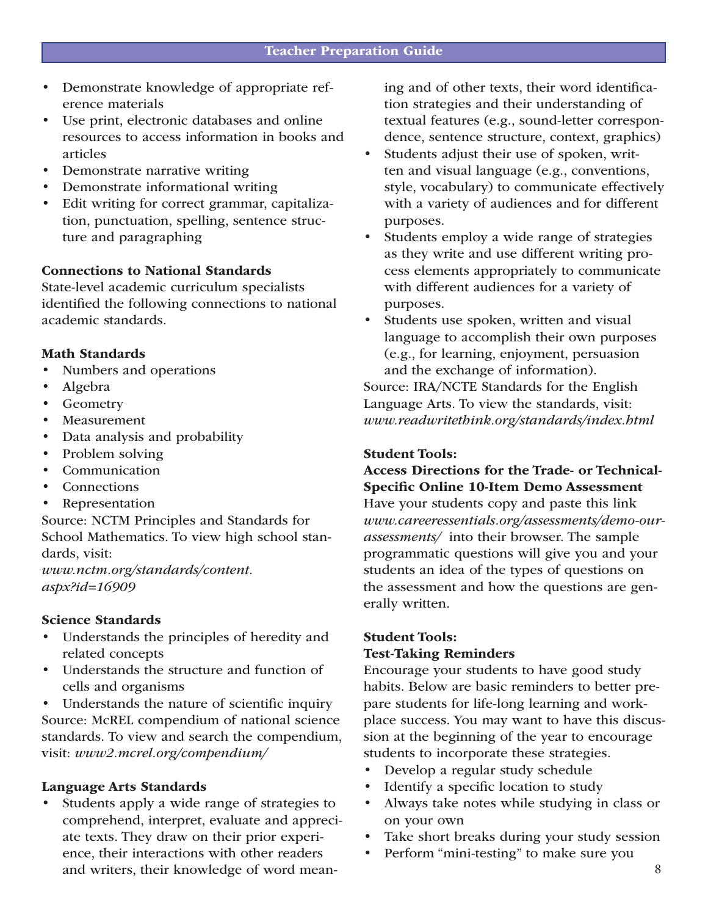- Demonstrate knowledge of appropriate reference materials
- Use print, electronic databases and online resources to access information in books and articles
- Demonstrate narrative writing
- Demonstrate informational writing
- Edit writing for correct grammar, capitalization, punctuation, spelling, sentence structure and paragraphing

**Connections to National Standards**

State-level academic curriculum specialists identified the following connections to national academic standards.

**Math Standards**

- Numbers and operations
- Algebra
- Geometry
- Measurement
- Data analysis and probability
- Problem solving
- Communication
- Connections
- Representation

Source: NCTM Principles and Standards for School Mathematics. To view high school standards, visit: *www.nctm.org/standards/content.aspx?id=16909*

**Science Standards**

- Understands the principles of heredity and related concepts
- Understands the structure and function of cells and organisms
- Understands the nature of scientific inquiry

Source: McREL compendium of national science standards. To view and search the compendium, visit: *www2.mcrel.org/compendium/*

**Language Arts Standards**

- Students apply a wide range of strategies to comprehend, interpret, evaluate and appreciate texts. They draw on their prior experience, their interactions with other readers and writers, their knowledge of word meaning and of other texts, their word identification strategies and their understanding of textual features (e.g., sound-letter correspondence, sentence structure, context, graphics)
- Students adjust their use of spoken, written and visual language (e.g., conventions, style, vocabulary) to communicate effectively with a variety of audiences and for different purposes.
- Students employ a wide range of strategies as they write and use different writing process elements appropriately to communicate with different audiences for a variety of purposes.
- Students use spoken, written and visual language to accomplish their own purposes (e.g., for learning, enjoyment, persuasion and the exchange of information).

Source: IRA/NCTE Standards for the English Language Arts. To view the standards, visit: *www.readwritethink.org/standards/index.html*

**Student Tools:**
**Access Directions for the Trade- or Technical-Specific Online 10-Item Demo Assessment**

Have your students copy and paste this link *www.careeressentials.org/assessments/demo-our-assessments/* into their browser. The sample programmatic questions will give you and your students an idea of the types of questions on the assessment and how the questions are generally written.

**Student Tools:**
**Test-Taking Reminders**

Encourage your students to have good study habits. Below are basic reminders to better prepare students for life-long learning and workplace success. You may want to have this discussion at the beginning of the year to encourage students to incorporate these strategies.

- Develop a regular study schedule
- Identify a specific location to study
- Always take notes while studying in class or on your own
- Take short breaks during your study session
- Perform "mini-testing" to make sure you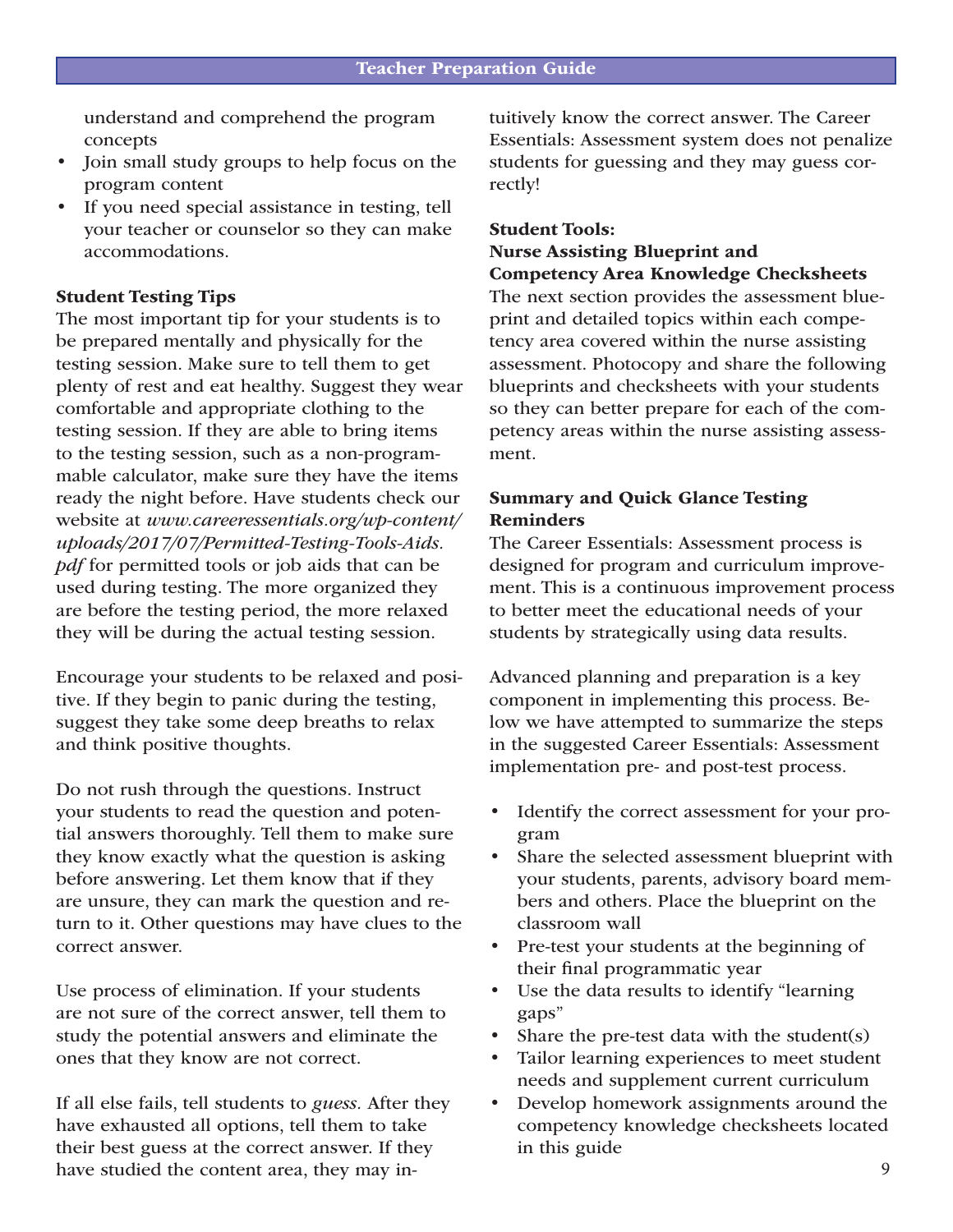understand and comprehend the program concepts
- Join small study groups to help focus on the program content
- If you need special assistance in testing, tell your teacher or counselor so they can make accommodations.

**Student Testing Tips**

The most important tip for your students is to be prepared mentally and physically for the testing session. Make sure to tell them to get plenty of rest and eat healthy. Suggest they wear comfortable and appropriate clothing to the testing session. If they are able to bring items to the testing session, such as a non-programmable calculator, make sure they have the items ready the night before. Have students check our website at *www.careeressentials.org/wp-content/uploads/2017/07/Permitted-Testing-Tools-Aids.pdf* for permitted tools or job aids that can be used during testing. The more organized they are before the testing period, the more relaxed they will be during the actual testing session.

Encourage your students to be relaxed and positive. If they begin to panic during the testing, suggest they take some deep breaths to relax and think positive thoughts.

Do not rush through the questions. Instruct your students to read the question and potential answers thoroughly. Tell them to make sure they know exactly what the question is asking before answering. Let them know that if they are unsure, they can mark the question and return to it. Other questions may have clues to the correct answer.

Use process of elimination. If your students are not sure of the correct answer, tell them to study the potential answers and eliminate the ones that they know are not correct.

If all else fails, tell students to *guess*. After they have exhausted all options, tell them to take their best guess at the correct answer. If they have studied the content area, they may intuitively know the correct answer. The Career Essentials: Assessment system does not penalize students for guessing and they may guess correctly!

**Student Tools:
Nurse Assisting Blueprint and Competency Area Knowledge Checksheets**

The next section provides the assessment blueprint and detailed topics within each competency area covered within the nurse assisting assessment. Photocopy and share the following blueprints and checksheets with your students so they can better prepare for each of the competency areas within the nurse assisting assessment.

**Summary and Quick Glance Testing Reminders**

The Career Essentials: Assessment process is designed for program and curriculum improvement. This is a continuous improvement process to better meet the educational needs of your students by strategically using data results.

Advanced planning and preparation is a key component in implementing this process. Below we have attempted to summarize the steps in the suggested Career Essentials: Assessment implementation pre- and post-test process.

- Identify the correct assessment for your program
- Share the selected assessment blueprint with your students, parents, advisory board members and others. Place the blueprint on the classroom wall
- Pre-test your students at the beginning of their final programmatic year
- Use the data results to identify "learning gaps"
- Share the pre-test data with the student(s)
- Tailor learning experiences to meet student needs and supplement current curriculum
- Develop homework assignments around the competency knowledge checksheets located in this guide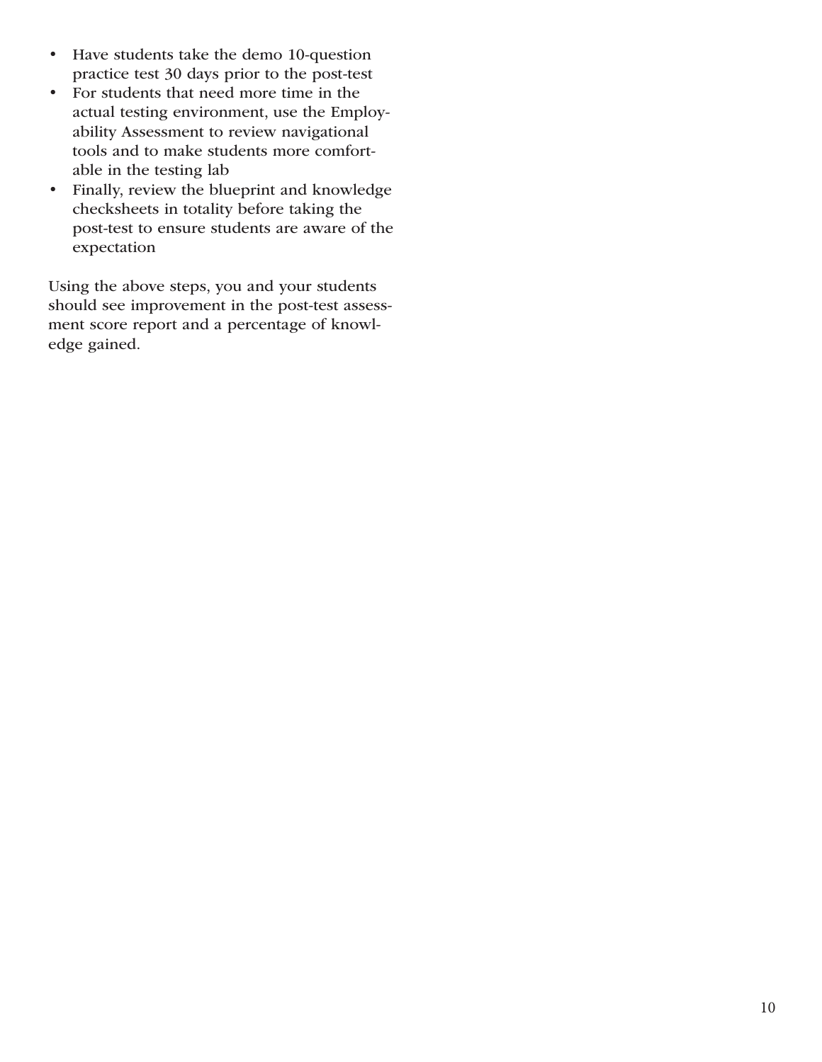- Have students take the demo 10-question practice test 30 days prior to the post-test
- For students that need more time in the actual testing environment, use the Employability Assessment to review navigational tools and to make students more comfortable in the testing lab
- Finally, review the blueprint and knowledge checksheets in totality before taking the post-test to ensure students are aware of the expectation

Using the above steps, you and your students should see improvement in the post-test assessment score report and a percentage of knowledge gained.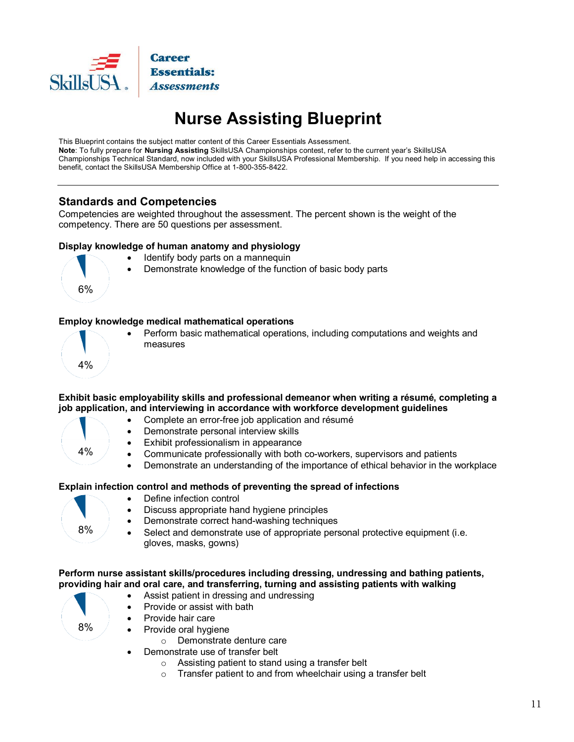SkillsUSA | Career Essentials: *Assessments*

# Nurse Assisting Blueprint

This Blueprint contains the subject matter content of this Career Essentials Assessment.
**Note**: To fully prepare for **Nursing Assisting** SkillsUSA Championships contest, refer to the current year's SkillsUSA Championships Technical Standard, now included with your SkillsUSA Professional Membership. If you need help in accessing this benefit, contact the SkillsUSA Membership Office at 1-800-355-8422.

---

## Standards and Competencies

Competencies are weighted throughout the assessment. The percent shown is the weight of the competency. There are 50 questions per assessment.

### Display knowledge of human anatomy and physiology

6%

- Identify body parts on a mannequin
- Demonstrate knowledge of the function of basic body parts

### Employ knowledge medical mathematical operations

4%

- Perform basic mathematical operations, including computations and weights and measures

### Exhibit basic employability skills and professional demeanor when writing a résumé, completing a job application, and interviewing in accordance with workforce development guidelines

4%

- Complete an error-free job application and résumé
- Demonstrate personal interview skills
- Exhibit professionalism in appearance
- Communicate professionally with both co-workers, supervisors and patients
- Demonstrate an understanding of the importance of ethical behavior in the workplace

### Explain infection control and methods of preventing the spread of infections

8%

- Define infection control
- Discuss appropriate hand hygiene principles
- Demonstrate correct hand-washing techniques
- Select and demonstrate use of appropriate personal protective equipment (i.e. gloves, masks, gowns)

### Perform nurse assistant skills/procedures including dressing, undressing and bathing patients, providing hair and oral care, and transferring, turning and assisting patients with walking

8%

- Assist patient in dressing and undressing
- Provide or assist with bath
- Provide hair care
- Provide oral hygiene
  - Demonstrate denture care
- Demonstrate use of transfer belt
  - Assisting patient to stand using a transfer belt
  - Transfer patient to and from wheelchair using a transfer belt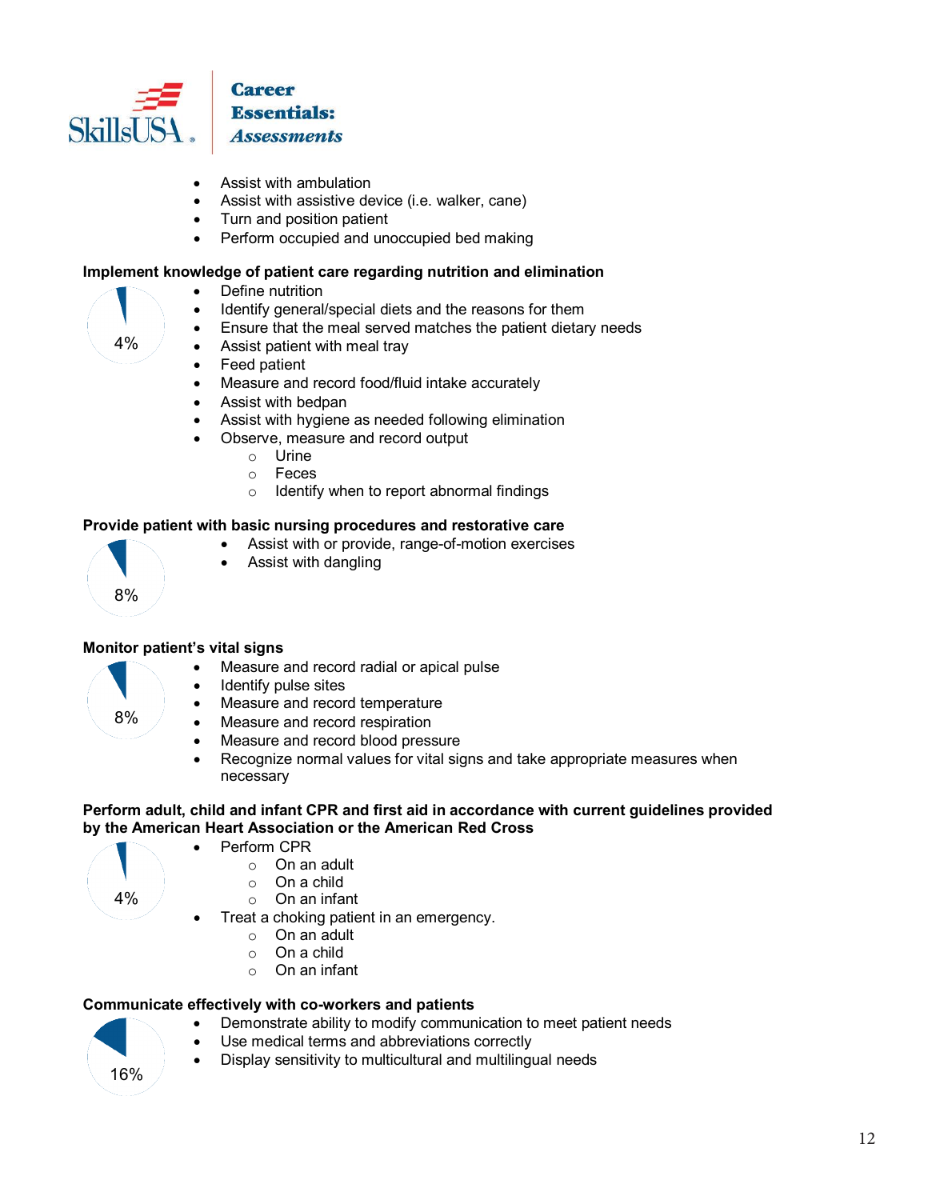- Assist with ambulation
- Assist with assistive device (i.e. walker, cane)
- Turn and position patient
- Perform occupied and unoccupied bed making

**Implement knowledge of patient care regarding nutrition and elimination**

4%

- Define nutrition
- Identify general/special diets and the reasons for them
- Ensure that the meal served matches the patient dietary needs
- Assist patient with meal tray
- Feed patient
- Measure and record food/fluid intake accurately
- Assist with bedpan
- Assist with hygiene as needed following elimination
- Observe, measure and record output
  - Urine
  - Feces
  - Identify when to report abnormal findings

**Provide patient with basic nursing procedures and restorative care**

8%

- Assist with or provide, range-of-motion exercises
- Assist with dangling

**Monitor patient's vital signs**

8%

- Measure and record radial or apical pulse
- Identify pulse sites
- Measure and record temperature
- Measure and record respiration
- Measure and record blood pressure
- Recognize normal values for vital signs and take appropriate measures when necessary

**Perform adult, child and infant CPR and first aid in accordance with current guidelines provided by the American Heart Association or the American Red Cross**

4%

- Perform CPR
  - On an adult
  - On a child
  - On an infant
- Treat a choking patient in an emergency.
  - On an adult
  - On a child
  - On an infant

**Communicate effectively with co-workers and patients**

16%

- Demonstrate ability to modify communication to meet patient needs
- Use medical terms and abbreviations correctly
- Display sensitivity to multicultural and multilingual needs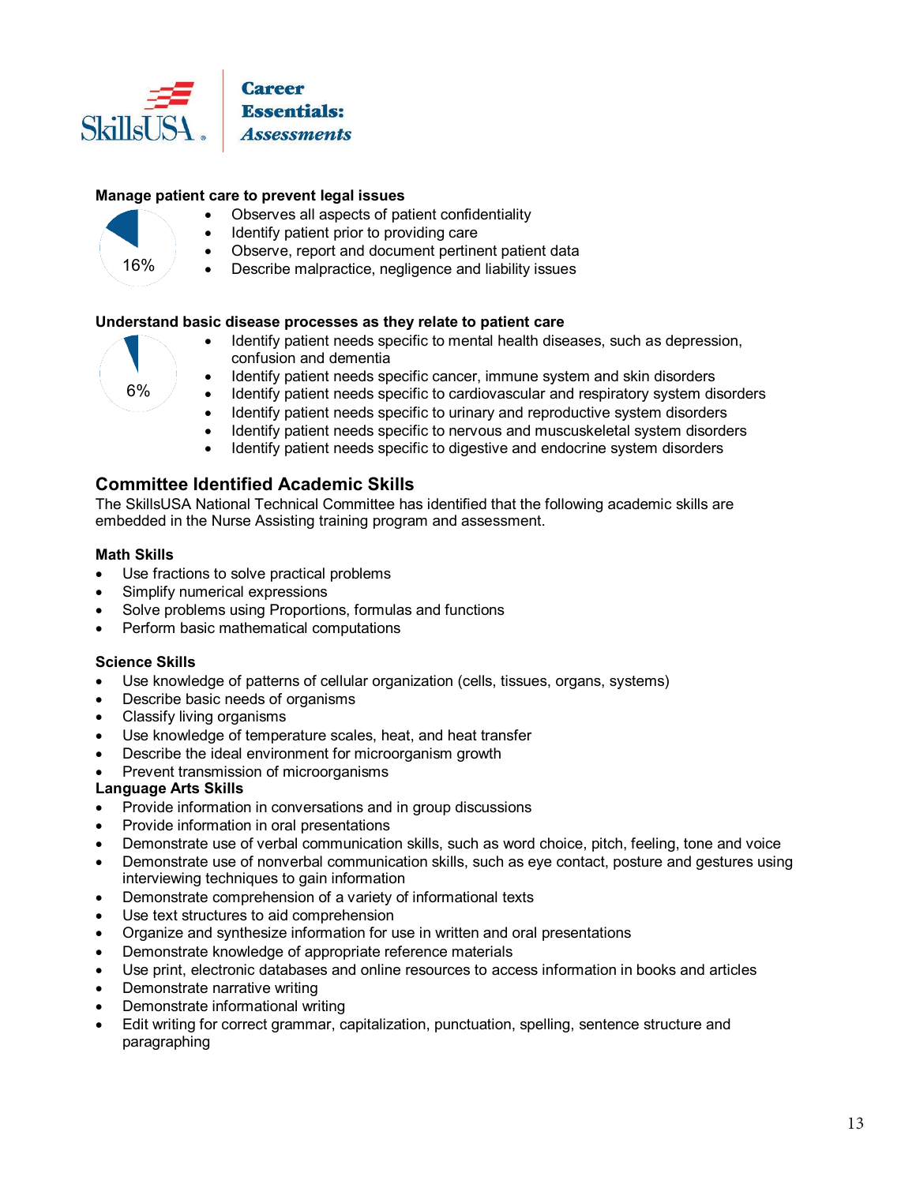**Manage patient care to prevent legal issues**

16%

- Observes all aspects of patient confidentiality
- Identify patient prior to providing care
- Observe, report and document pertinent patient data
- Describe malpractice, negligence and liability issues

**Understand basic disease processes as they relate to patient care**

6%

- Identify patient needs specific to mental health diseases, such as depression, confusion and dementia
- Identify patient needs specific cancer, immune system and skin disorders
- Identify patient needs specific to cardiovascular and respiratory system disorders
- Identify patient needs specific to urinary and reproductive system disorders
- Identify patient needs specific to nervous and muscuskeletal system disorders
- Identify patient needs specific to digestive and endocrine system disorders

## Committee Identified Academic Skills

The SkillsUSA National Technical Committee has identified that the following academic skills are embedded in the Nurse Assisting training program and assessment.

**Math Skills**

- Use fractions to solve practical problems
- Simplify numerical expressions
- Solve problems using Proportions, formulas and functions
- Perform basic mathematical computations

**Science Skills**

- Use knowledge of patterns of cellular organization (cells, tissues, organs, systems)
- Describe basic needs of organisms
- Classify living organisms
- Use knowledge of temperature scales, heat, and heat transfer
- Describe the ideal environment for microorganism growth
- Prevent transmission of microorganisms

**Language Arts Skills**

- Provide information in conversations and in group discussions
- Provide information in oral presentations
- Demonstrate use of verbal communication skills, such as word choice, pitch, feeling, tone and voice
- Demonstrate use of nonverbal communication skills, such as eye contact, posture and gestures using interviewing techniques to gain information
- Demonstrate comprehension of a variety of informational texts
- Use text structures to aid comprehension
- Organize and synthesize information for use in written and oral presentations
- Demonstrate knowledge of appropriate reference materials
- Use print, electronic databases and online resources to access information in books and articles
- Demonstrate narrative writing
- Demonstrate informational writing
- Edit writing for correct grammar, capitalization, punctuation, spelling, sentence structure and paragraphing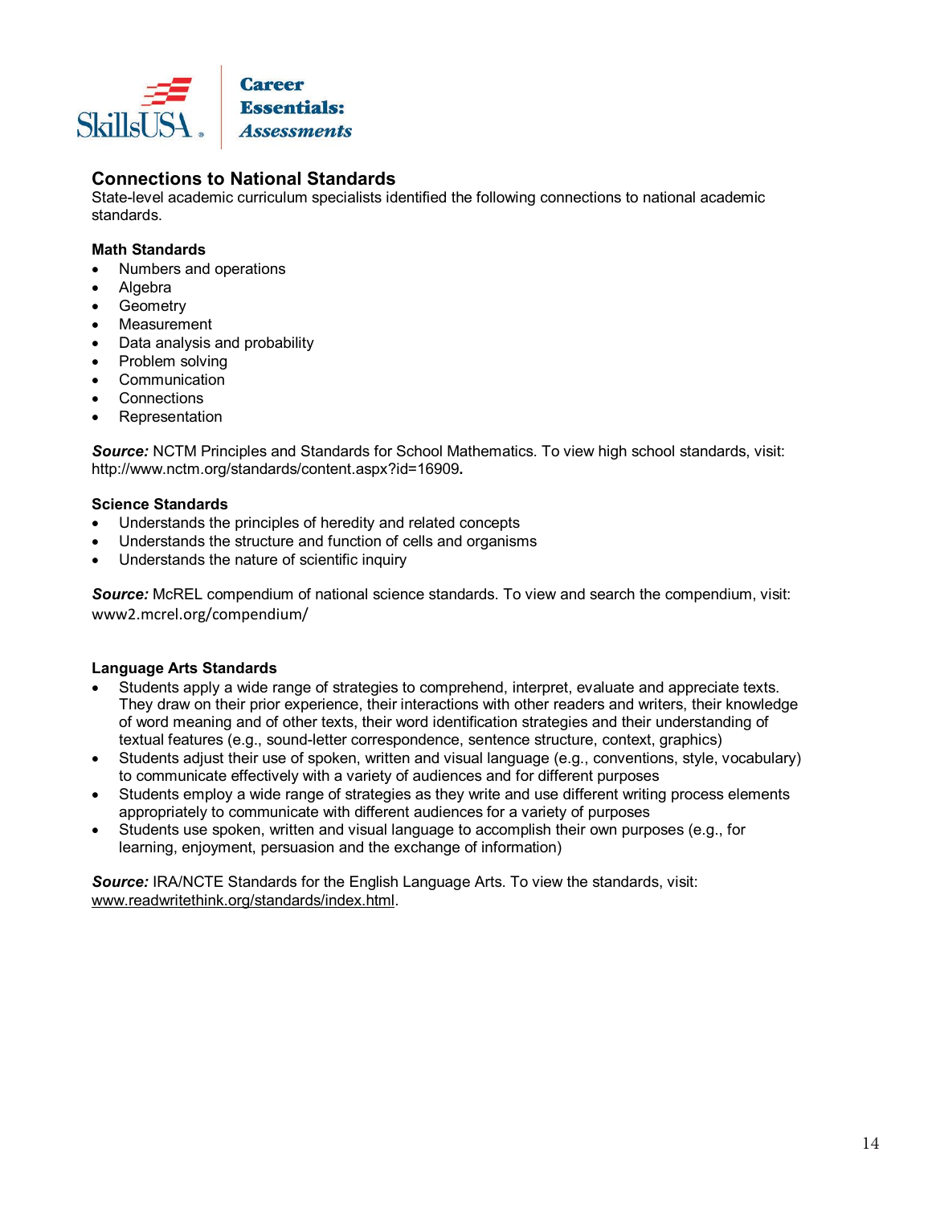## Connections to National Standards

State-level academic curriculum specialists identified the following connections to national academic standards.

### Math Standards

- Numbers and operations
- Algebra
- Geometry
- Measurement
- Data analysis and probability
- Problem solving
- Communication
- Connections
- Representation

***Source:*** NCTM Principles and Standards for School Mathematics. To view high school standards, visit: http://www.nctm.org/standards/content.aspx?id=16909**.**

### Science Standards

- Understands the principles of heredity and related concepts
- Understands the structure and function of cells and organisms
- Understands the nature of scientific inquiry

***Source:*** McREL compendium of national science standards. To view and search the compendium, visit: www2.mcrel.org/compendium/

### Language Arts Standards

- Students apply a wide range of strategies to comprehend, interpret, evaluate and appreciate texts. They draw on their prior experience, their interactions with other readers and writers, their knowledge of word meaning and of other texts, their word identification strategies and their understanding of textual features (e.g., sound-letter correspondence, sentence structure, context, graphics)
- Students adjust their use of spoken, written and visual language (e.g., conventions, style, vocabulary) to communicate effectively with a variety of audiences and for different purposes
- Students employ a wide range of strategies as they write and use different writing process elements appropriately to communicate with different audiences for a variety of purposes
- Students use spoken, written and visual language to accomplish their own purposes (e.g., for learning, enjoyment, persuasion and the exchange of information)

***Source:*** IRA/NCTE Standards for the English Language Arts. To view the standards, visit: www.readwritethink.org/standards/index.html.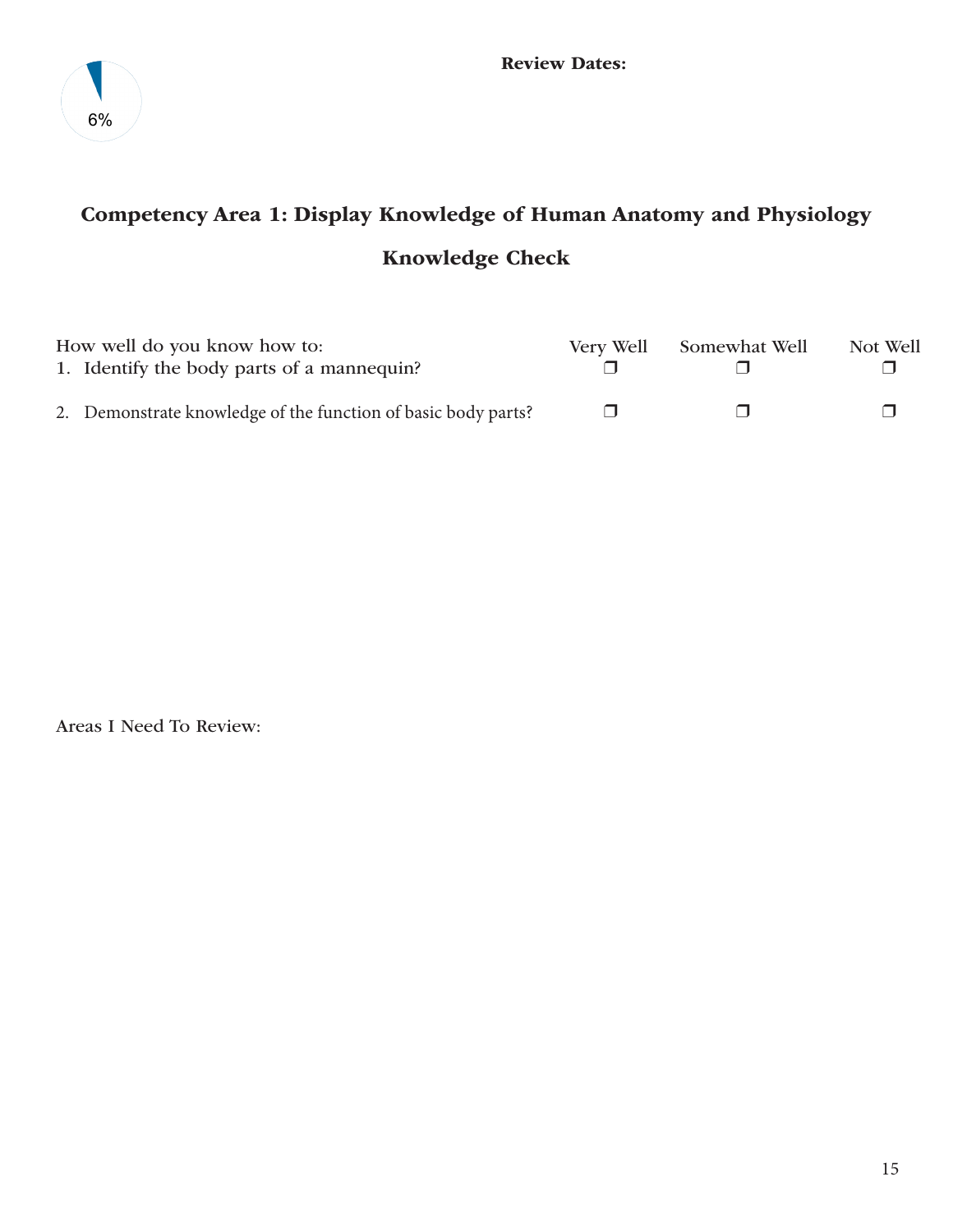6%

**Review Dates:**

## Competency Area 1: Display Knowledge of Human Anatomy and Physiology

## Knowledge Check

| How well do you know how to: | Very Well | Somewhat Well | Not Well |
|---|---|---|---|
| 1. Identify the body parts of a mannequin? | ❐ | ❐ | ❐ |
| 2. Demonstrate knowledge of the function of basic body parts? | ❐ | ❐ | ❐ |

Areas I Need To Review: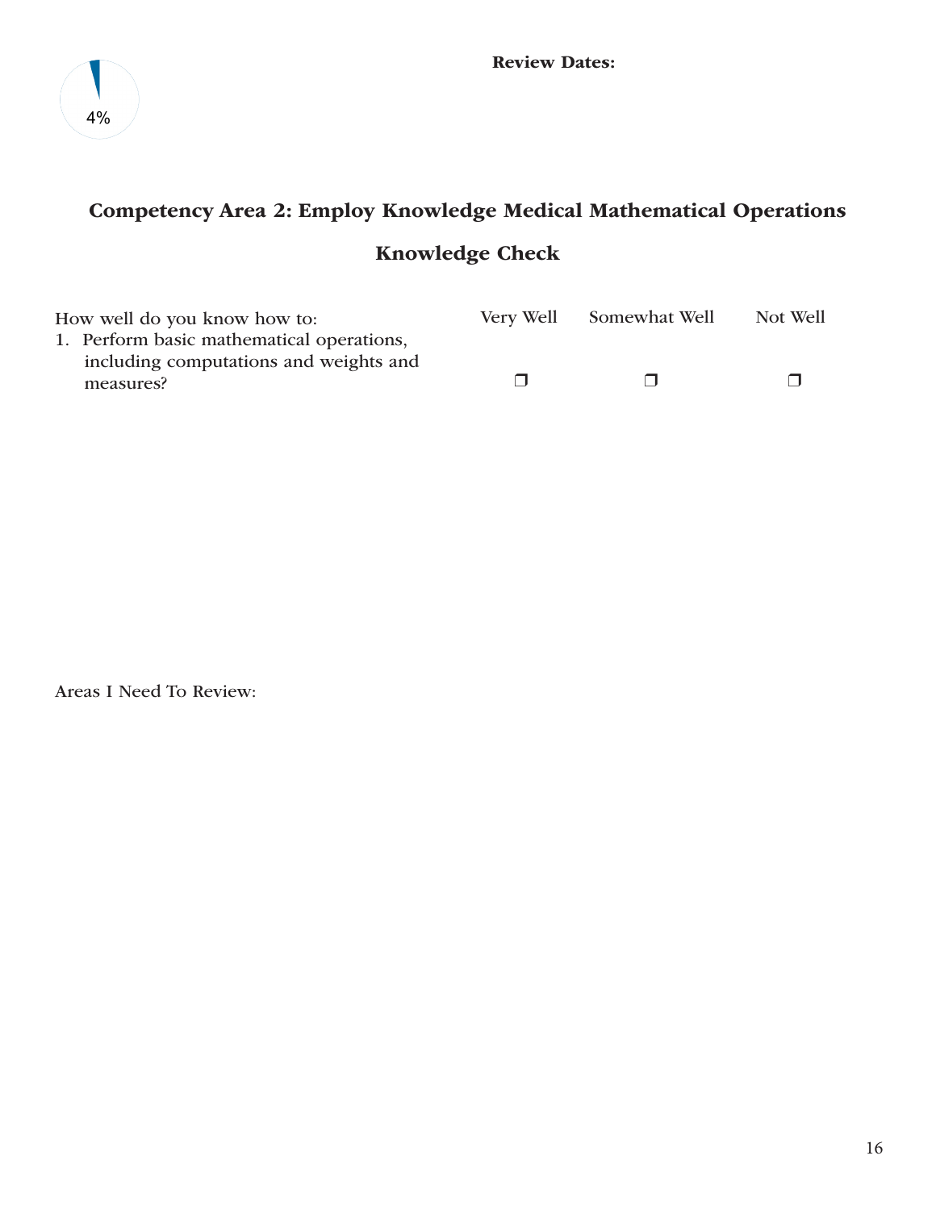4%

**Review Dates:**

## Competency Area 2: Employ Knowledge Medical Mathematical Operations

## Knowledge Check

| How well do you know how to: | Very Well | Somewhat Well | Not Well |
|---|---|---|---|
| 1. Perform basic mathematical operations, including computations and weights and measures? | ❐ | ❐ | ❐ |

Areas I Need To Review: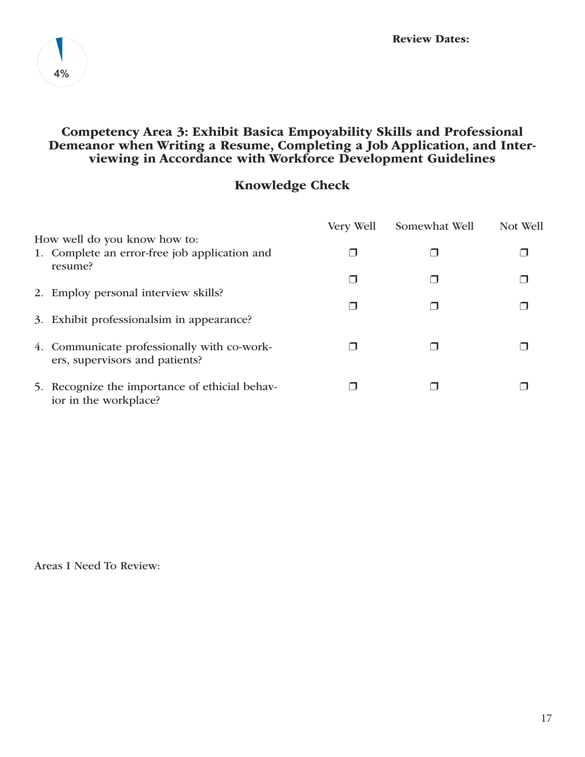4%

**Review Dates:**

## Competency Area 3: Exhibit Basica Empoyability Skills and Professional Demeanor when Writing a Resume, Completing a Job Application, and Interviewing in Accordance with Workforce Development Guidelines

### Knowledge Check

| How well do you know how to: | Very Well | Somewhat Well | Not Well |
| --- | --- | --- | --- |
| 1. Complete an error-free job application and resume? | ❒ | ❒ | ❒ |
| 2. Employ personal interview skills? | ❒ | ❒ | ❒ |
| 3. Exhibit professionalsim in appearance? | ❒ | ❒ | ❒ |
| 4. Communicate professionally with co-workers, supervisors and patients? | ❒ | ❒ | ❒ |
| 5. Recognize the importance of ethicial behavior in the workplace? | ❒ | ❒ | ❒ |

Areas I Need To Review: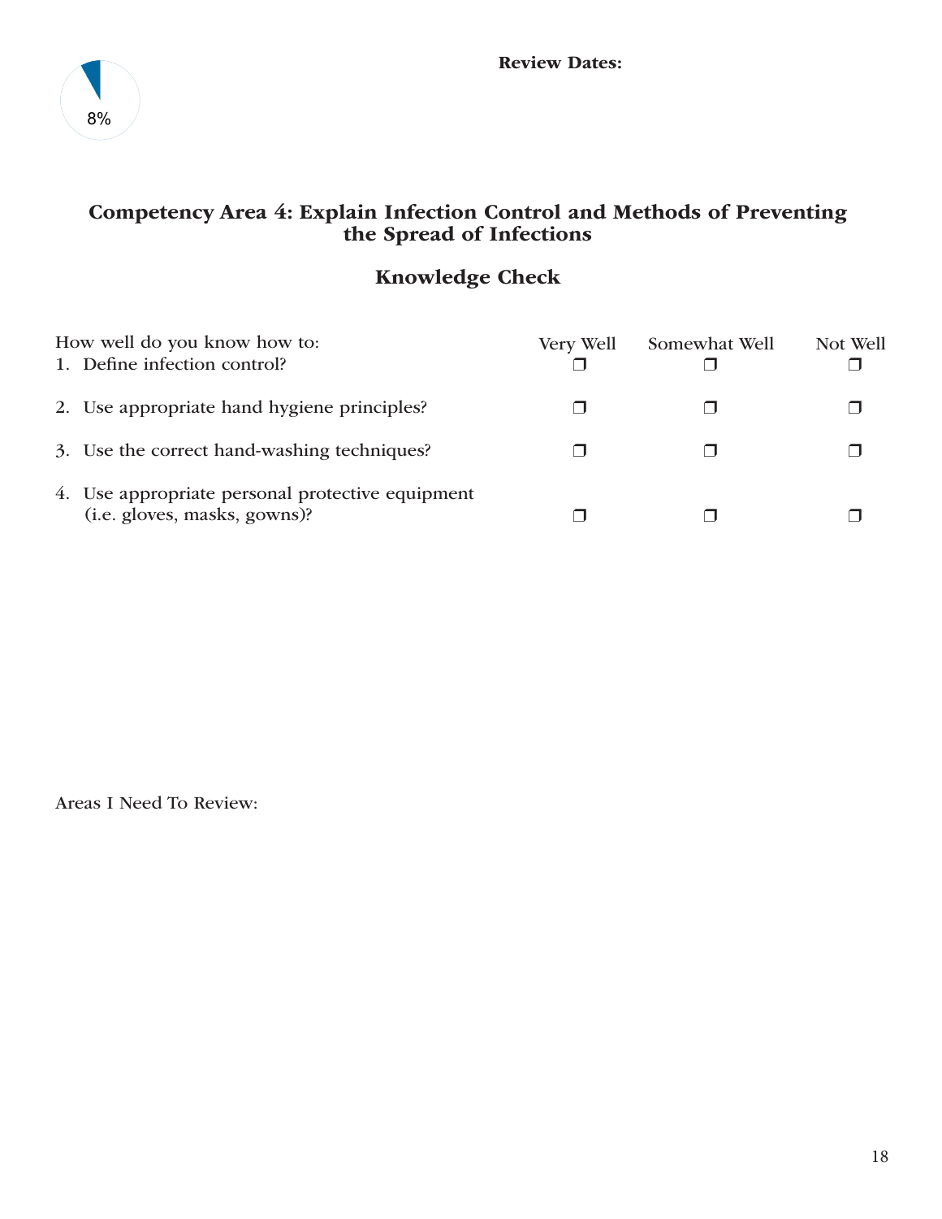8%

**Review Dates:**

## Competency Area 4: Explain Infection Control and Methods of Preventing the Spread of Infections

### Knowledge Check

| How well do you know how to: | Very Well | Somewhat Well | Not Well |
|---|---|---|---|
| 1. Define infection control? | ❐ | ❐ | ❐ |
| 2. Use appropriate hand hygiene principles? | ❐ | ❐ | ❐ |
| 3. Use the correct hand-washing techniques? | ❐ | ❐ | ❐ |
| 4. Use appropriate personal protective equipment (i.e. gloves, masks, gowns)? | ❐ | ❐ | ❐ |

Areas I Need To Review: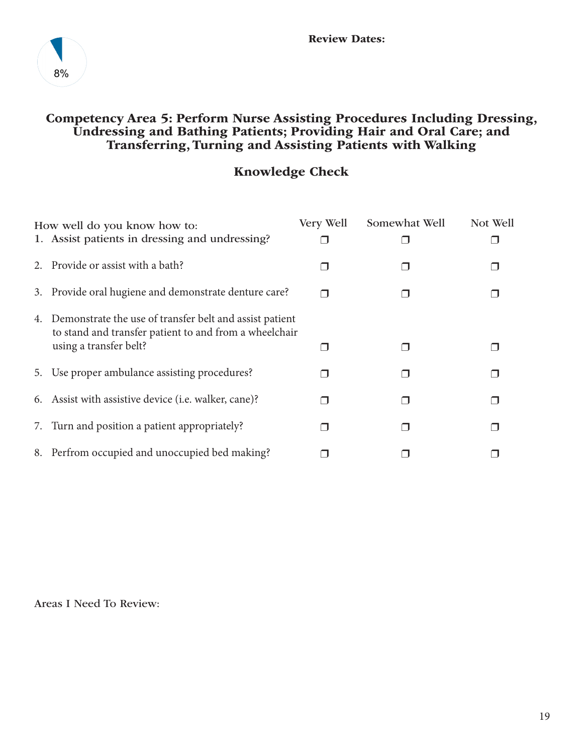8%

**Review Dates:**

## Competency Area 5: Perform Nurse Assisting Procedures Including Dressing, Undressing and Bathing Patients; Providing Hair and Oral Care; and Transferring, Turning and Assisting Patients with Walking

### Knowledge Check

| How well do you know how to: | Very Well | Somewhat Well | Not Well |
|---|---|---|---|
| 1. Assist patients in dressing and undressing? | ❒ | ❒ | ❒ |
| 2. Provide or assist with a bath? | ❒ | ❒ | ❒ |
| 3. Provide oral hugiene and demonstrate denture care? | ❒ | ❒ | ❒ |
| 4. Demonstrate the use of transfer belt and assist patient to stand and transfer patient to and from a wheelchair using a transfer belt? | ❒ | ❒ | ❒ |
| 5. Use proper ambulance assisting procedures? | ❒ | ❒ | ❒ |
| 6. Assist with assistive device (i.e. walker, cane)? | ❒ | ❒ | ❒ |
| 7. Turn and position a patient appropriately? | ❒ | ❒ | ❒ |
| 8. Perfrom occupied and unoccupied bed making? | ❒ | ❒ | ❒ |

Areas I Need To Review: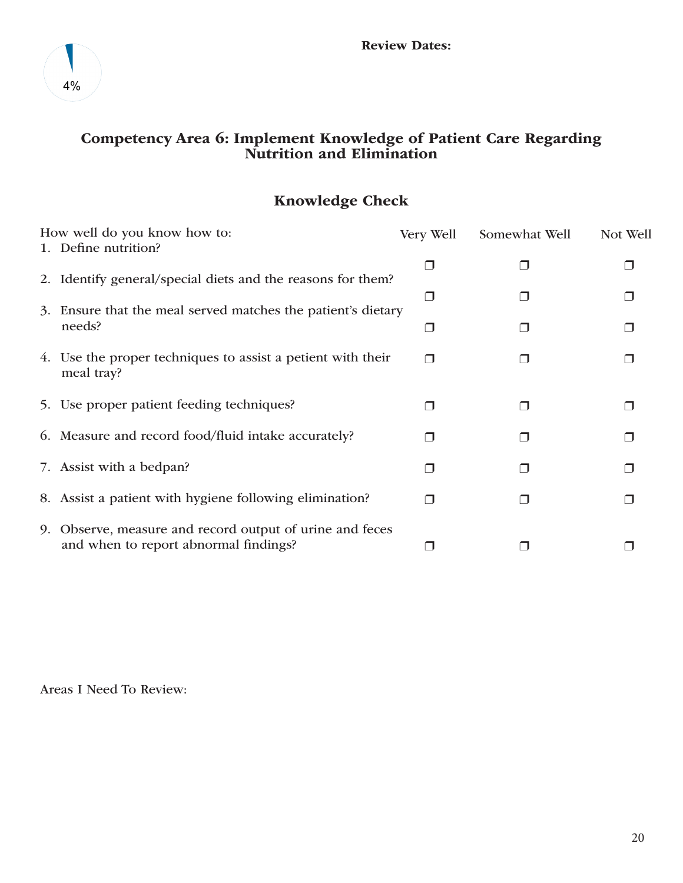4%

**Review Dates:**

## Competency Area 6: Implement Knowledge of Patient Care Regarding Nutrition and Elimination

### Knowledge Check

| How well do you know how to: | Very Well | Somewhat Well | Not Well |
|---|---|---|---|
| 1. Define nutrition? | ❐ | ❐ | ❐ |
| 2. Identify general/special diets and the reasons for them? | ❐ | ❐ | ❐ |
| 3. Ensure that the meal served matches the patient's dietary needs? | ❐ | ❐ | ❐ |
| 4. Use the proper techniques to assist a petient with their meal tray? | ❐ | ❐ | ❐ |
| 5. Use proper patient feeding techniques? | ❐ | ❐ | ❐ |
| 6. Measure and record food/fluid intake accurately? | ❐ | ❐ | ❐ |
| 7. Assist with a bedpan? | ❐ | ❐ | ❐ |
| 8. Assist a patient with hygiene following elimination? | ❐ | ❐ | ❐ |
| 9. Observe, measure and record output of urine and feces and when to report abnormal findings? | ❐ | ❐ | ❐ |

Areas I Need To Review: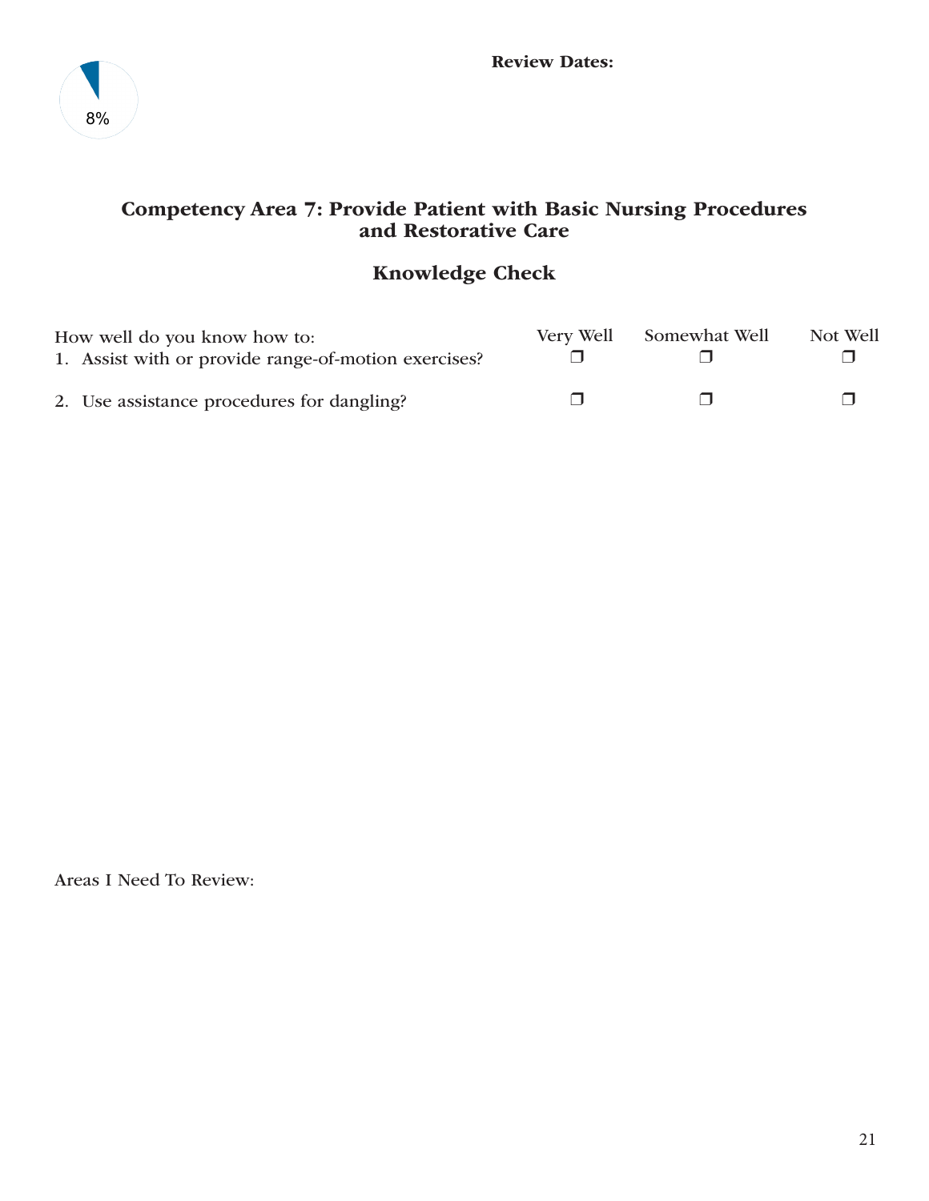8%

**Review Dates:**

## Competency Area 7: Provide Patient with Basic Nursing Procedures and Restorative Care

### Knowledge Check

| How well do you know how to: | Very Well | Somewhat Well | Not Well |
|---|---|---|---|
| 1. Assist with or provide range-of-motion exercises? | ❒ | ❒ | ❒ |
| 2. Use assistance procedures for dangling? | ❒ | ❒ | ❒ |

Areas I Need To Review: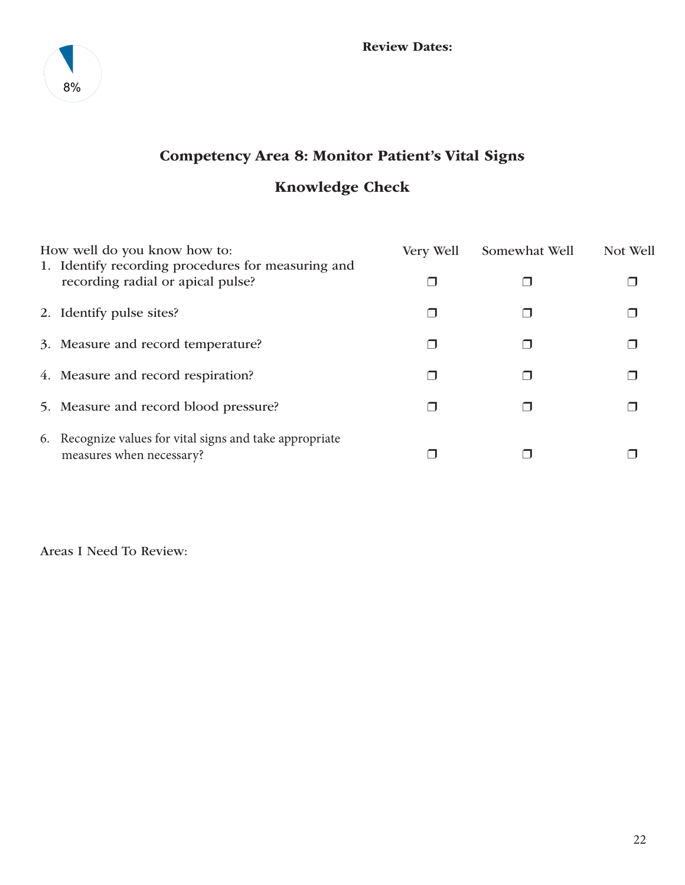8%

**Review Dates:**

## Competency Area 8: Monitor Patient's Vital Signs

## Knowledge Check

| How well do you know how to: | Very Well | Somewhat Well | Not Well |
|---|---|---|---|
| 1. Identify recording procedures for measuring and recording radial or apical pulse? | ❒ | ❒ | ❒ |
| 2. Identify pulse sites? | ❒ | ❒ | ❒ |
| 3. Measure and record temperature? | ❒ | ❒ | ❒ |
| 4. Measure and record respiration? | ❒ | ❒ | ❒ |
| 5. Measure and record blood pressure? | ❒ | ❒ | ❒ |
| 6. Recognize values for vital signs and take appropriate measures when necessary? | ❒ | ❒ | ❒ |

Areas I Need To Review: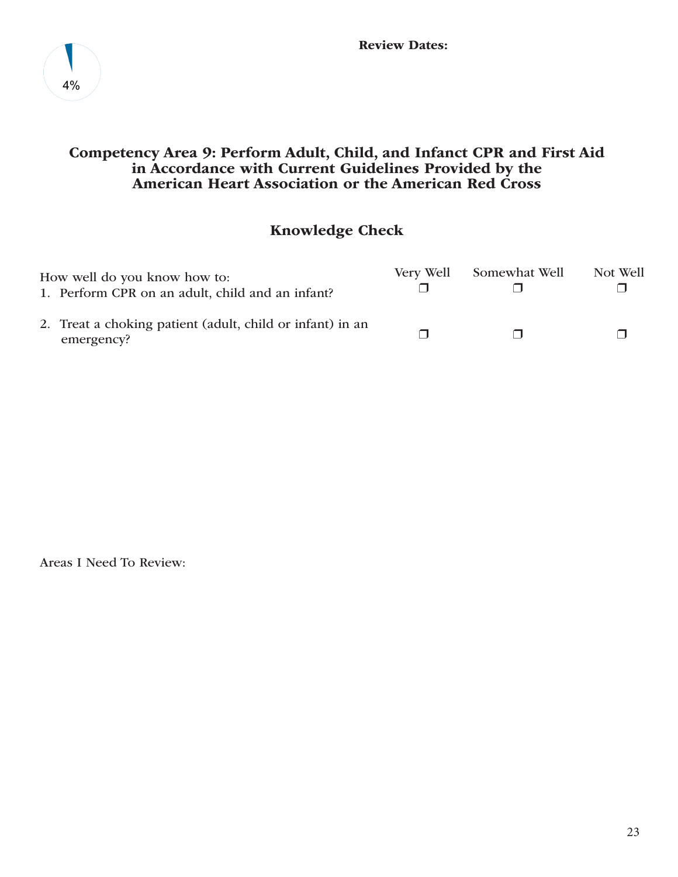4%

**Review Dates:**

## Competency Area 9: Perform Adult, Child, and Infanct CPR and First Aid in Accordance with Current Guidelines Provided by the American Heart Association or the American Red Cross

### Knowledge Check

| How well do you know how to: | Very Well | Somewhat Well | Not Well |
|---|---|---|---|
| 1. Perform CPR on an adult, child and an infant? | ❐ | ❐ | ❐ |
| 2. Treat a choking patient (adult, child or infant) in an emergency? | ❐ | ❐ | ❐ |

Areas I Need To Review: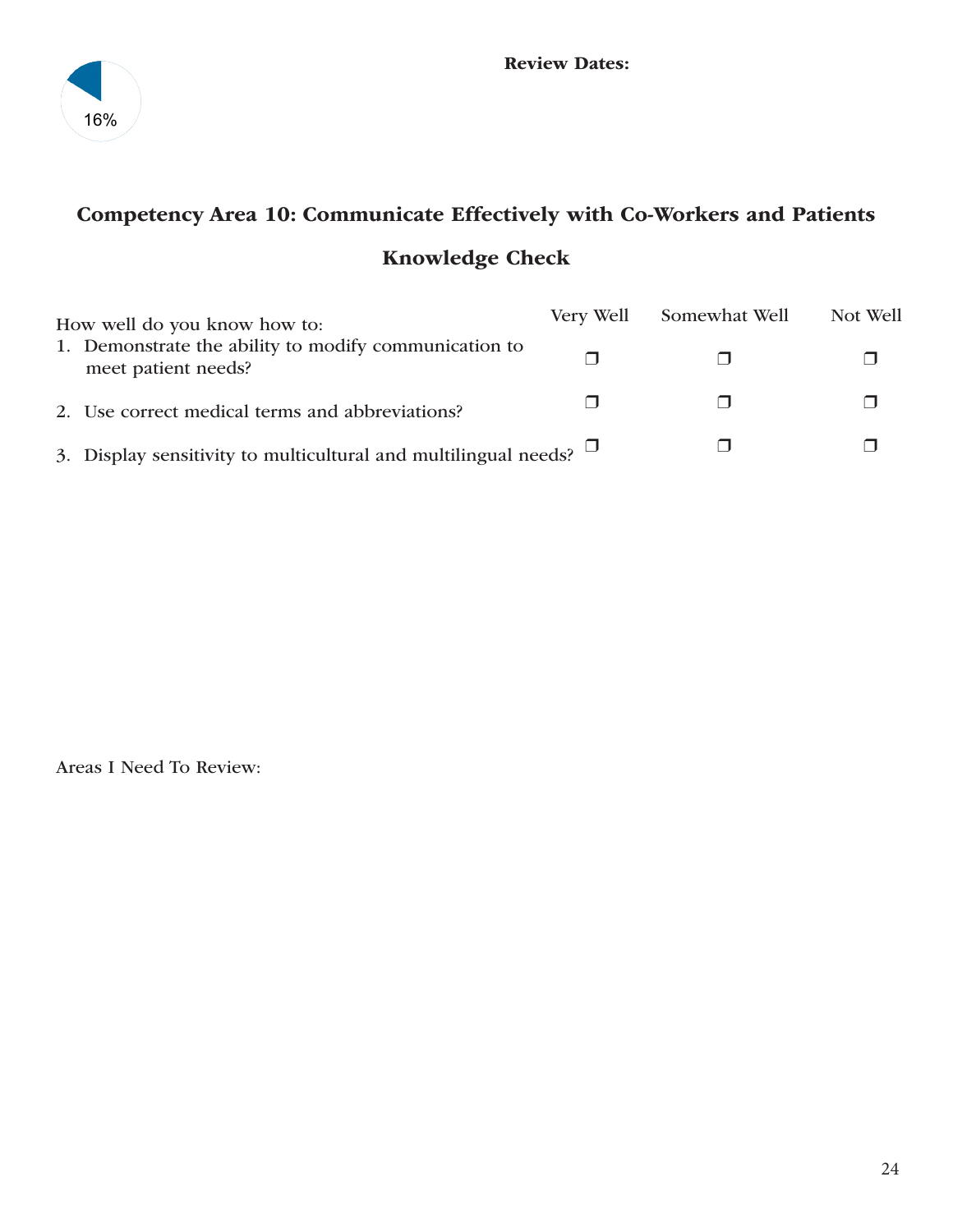16%

**Review Dates:**

## Competency Area 10: Communicate Effectively with Co-Workers and Patients

## Knowledge Check

| How well do you know how to: | Very Well | Somewhat Well | Not Well |
|---|---|---|---|
| 1. Demonstrate the ability to modify communication to meet patient needs? | ❐ | ❐ | ❐ |
| 2. Use correct medical terms and abbreviations? | ❐ | ❐ | ❐ |
| 3. Display sensitivity to multicultural and multilingual needs? | ❐ | ❐ | ❐ |

Areas I Need To Review: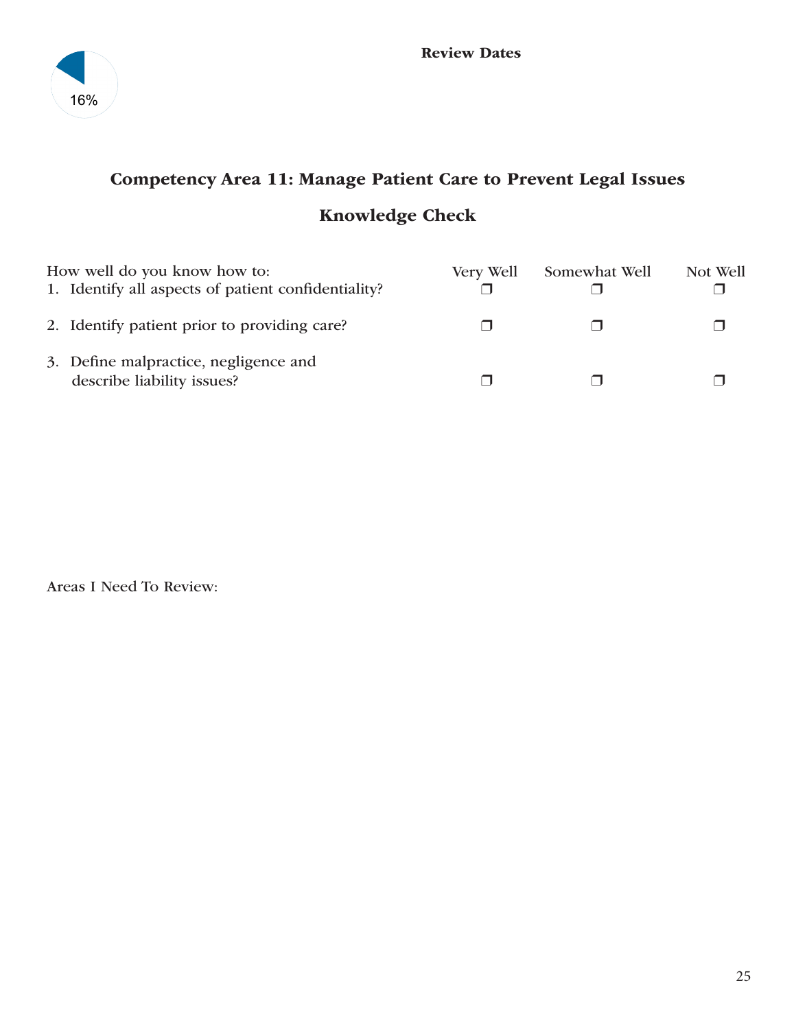16%

**Review Dates**

## Competency Area 11: Manage Patient Care to Prevent Legal Issues

## Knowledge Check

| How well do you know how to: | Very Well | Somewhat Well | Not Well |
|---|---|---|---|
| 1. Identify all aspects of patient confidentiality? | ❒ | ❒ | ❒ |
| 2. Identify patient prior to providing care? | ❒ | ❒ | ❒ |
| 3. Define malpractice, negligence and describe liability issues? | ❒ | ❒ | ❒ |

Areas I Need To Review: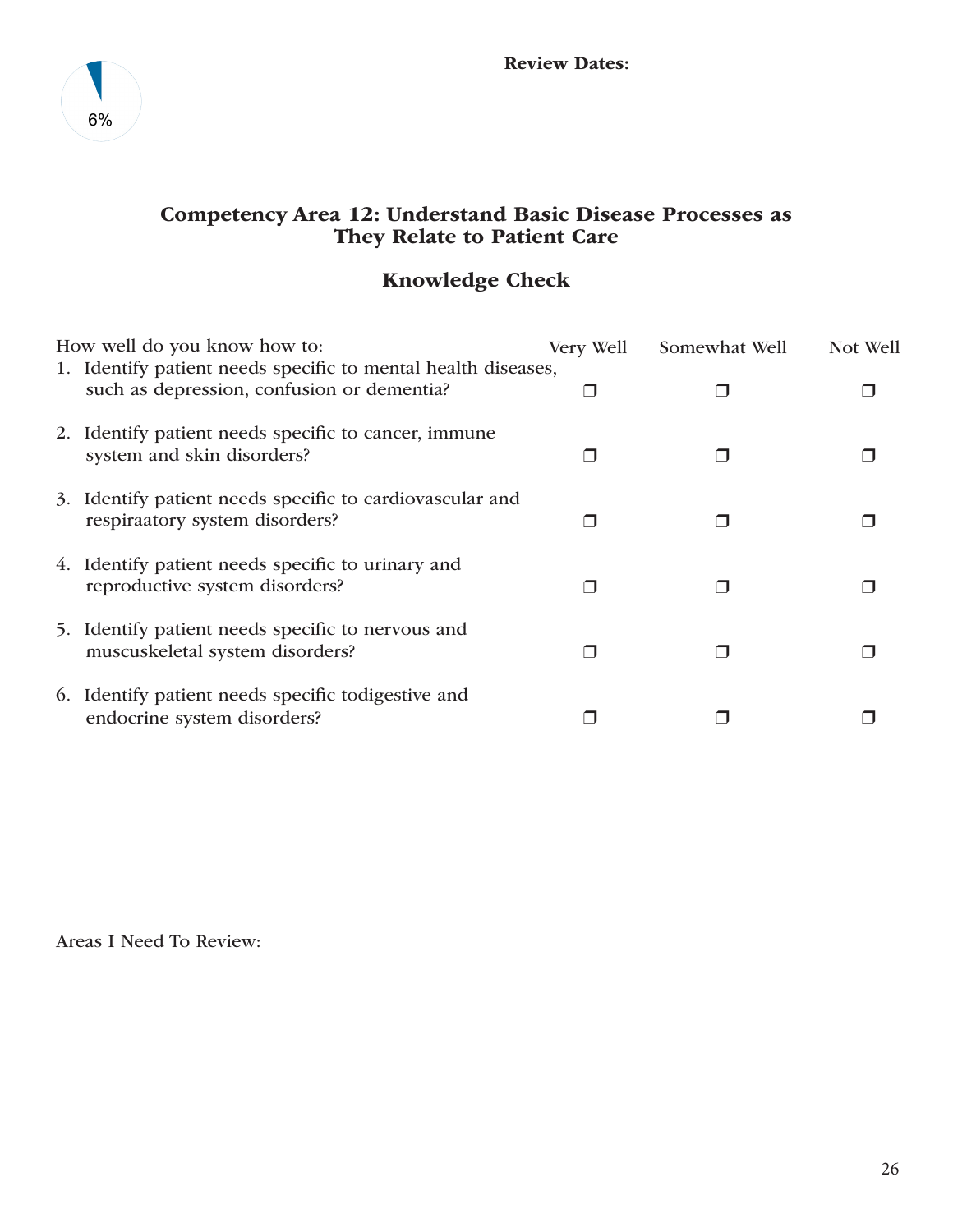6%

**Review Dates:**

## Competency Area 12: Understand Basic Disease Processes as They Relate to Patient Care

### Knowledge Check

| How well do you know how to: | Very Well | Somewhat Well | Not Well |
| --- | --- | --- | --- |
| 1. Identify patient needs specific to mental health diseases, such as depression, confusion or dementia? | ❒ | ❒ | ❒ |
| 2. Identify patient needs specific to cancer, immune system and skin disorders? | ❒ | ❒ | ❒ |
| 3. Identify patient needs specific to cardiovascular and respiraatory system disorders? | ❒ | ❒ | ❒ |
| 4. Identify patient needs specific to urinary and reproductive system disorders? | ❒ | ❒ | ❒ |
| 5. Identify patient needs specific to nervous and muscuskeletal system disorders? | ❒ | ❒ | ❒ |
| 6. Identify patient needs specific todigestive and endocrine system disorders? | ❒ | ❒ | ❒ |

Areas I Need To Review: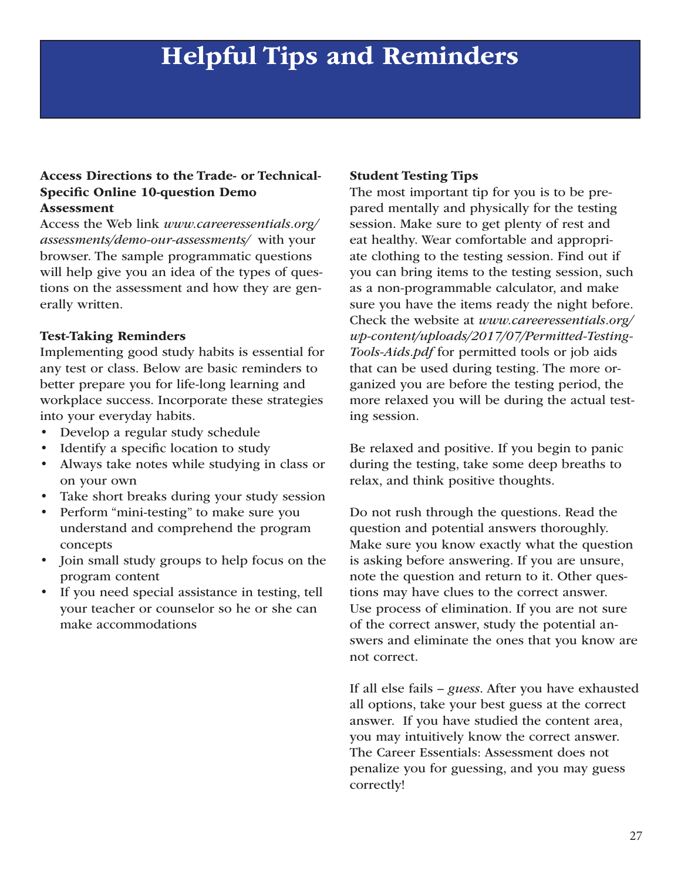# Helpful Tips and Reminders

### Access Directions to the Trade- or Technical-Specific Online 10-question Demo Assessment

Access the Web link *www.careeressentials.org/assessments/demo-our-assessments/* with your browser. The sample programmatic questions will help give you an idea of the types of questions on the assessment and how they are generally written.

### Test-Taking Reminders

Implementing good study habits is essential for any test or class. Below are basic reminders to better prepare you for life-long learning and workplace success. Incorporate these strategies into your everyday habits.

- Develop a regular study schedule
- Identify a specific location to study
- Always take notes while studying in class or on your own
- Take short breaks during your study session
- Perform "mini-testing" to make sure you understand and comprehend the program concepts
- Join small study groups to help focus on the program content
- If you need special assistance in testing, tell your teacher or counselor so he or she can make accommodations

### Student Testing Tips

The most important tip for you is to be prepared mentally and physically for the testing session. Make sure to get plenty of rest and eat healthy. Wear comfortable and appropriate clothing to the testing session. Find out if you can bring items to the testing session, such as a non-programmable calculator, and make sure you have the items ready the night before. Check the website at *www.careeressentials.org/wp-content/uploads/2017/07/Permitted-Testing-Tools-Aids.pdf* for permitted tools or job aids that can be used during testing. The more organized you are before the testing period, the more relaxed you will be during the actual testing session.

Be relaxed and positive. If you begin to panic during the testing, take some deep breaths to relax, and think positive thoughts.

Do not rush through the questions. Read the question and potential answers thoroughly. Make sure you know exactly what the question is asking before answering. If you are unsure, note the question and return to it. Other questions may have clues to the correct answer. Use process of elimination. If you are not sure of the correct answer, study the potential answers and eliminate the ones that you know are not correct.

If all else fails – *guess*. After you have exhausted all options, take your best guess at the correct answer. If you have studied the content area, you may intuitively know the correct answer. The Career Essentials: Assessment does not penalize you for guessing, and you may guess correctly!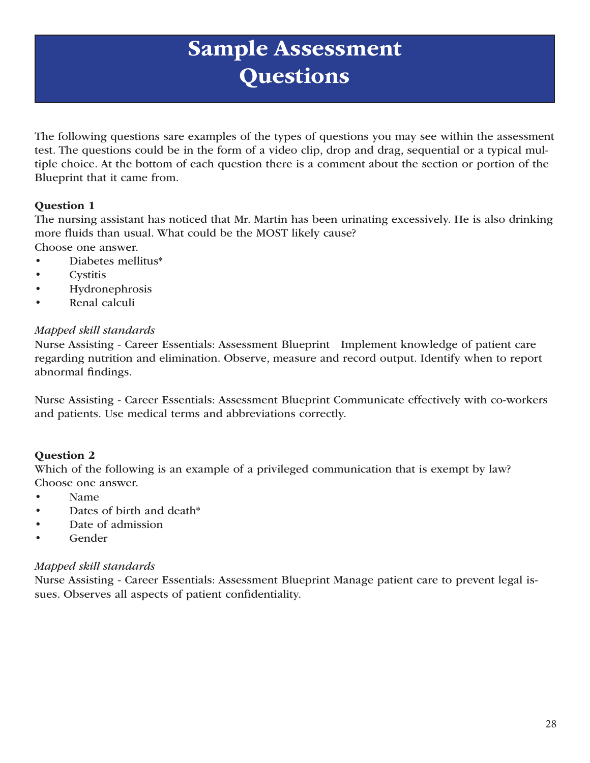# Sample Assessment Questions

The following questions sare examples of the types of questions you may see within the assessment test. The questions could be in the form of a video clip, drop and drag, sequential or a typical multiple choice. At the bottom of each question there is a comment about the section or portion of the Blueprint that it came from.

**Question 1**

The nursing assistant has noticed that Mr. Martin has been urinating excessively. He is also drinking more fluids than usual. What could be the MOST likely cause?
Choose one answer.

- Diabetes mellitus*
- Cystitis
- Hydronephrosis
- Renal calculi

*Mapped skill standards*

Nurse Assisting - Career Essentials: Assessment Blueprint Implement knowledge of patient care regarding nutrition and elimination. Observe, measure and record output. Identify when to report abnormal findings.

Nurse Assisting - Career Essentials: Assessment Blueprint Communicate effectively with co-workers and patients. Use medical terms and abbreviations correctly.

**Question 2**

Which of the following is an example of a privileged communication that is exempt by law?
Choose one answer.

- Name
- Dates of birth and death*
- Date of admission
- Gender

*Mapped skill standards*

Nurse Assisting - Career Essentials: Assessment Blueprint Manage patient care to prevent legal issues. Observes all aspects of patient confidentiality.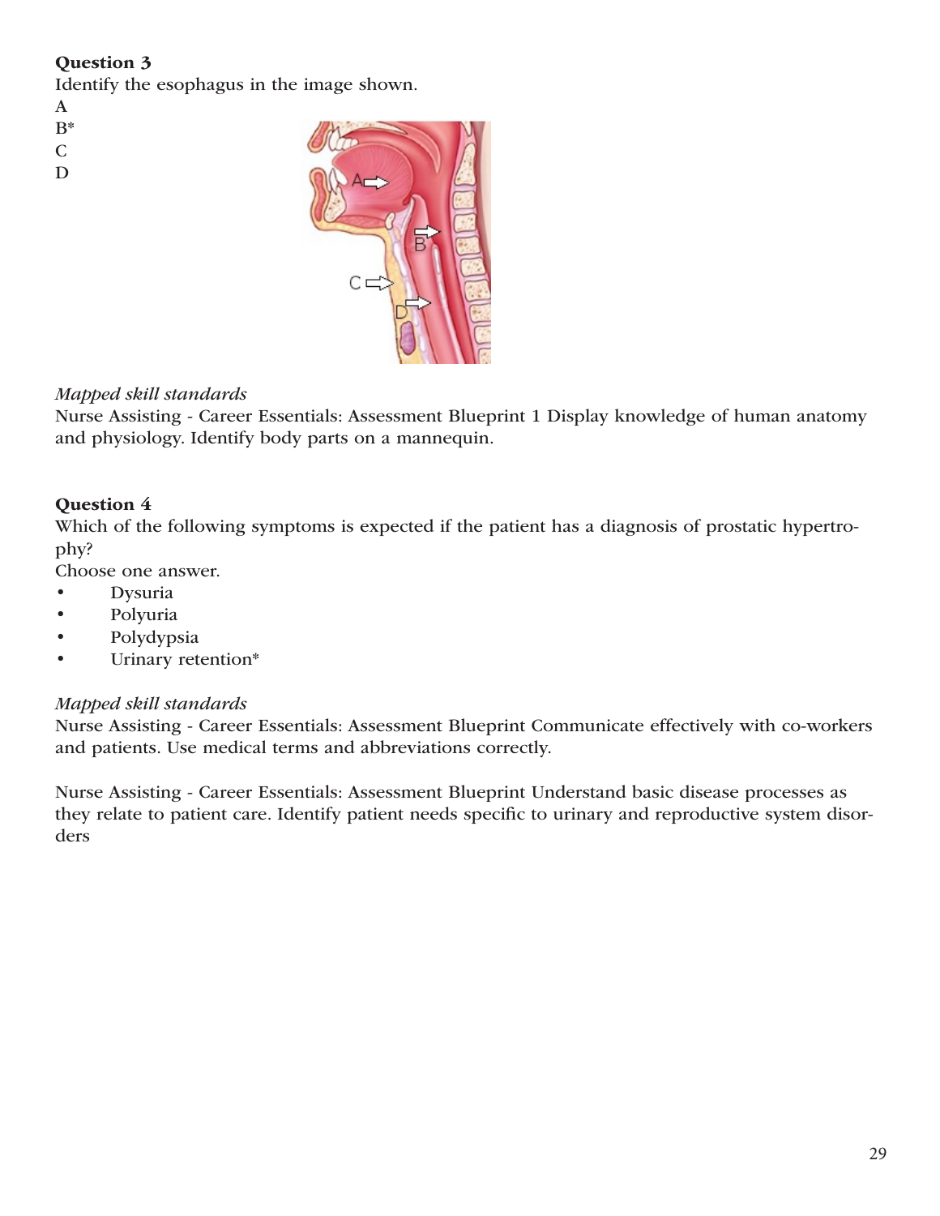**Question 3**

Identify the esophagus in the image shown.

A
B*
C
D

*Mapped skill standards*

Nurse Assisting - Career Essentials: Assessment Blueprint 1 Display knowledge of human anatomy and physiology. Identify body parts on a mannequin.

**Question 4**

Which of the following symptoms is expected if the patient has a diagnosis of prostatic hypertrophy?

Choose one answer.

- Dysuria
- Polyuria
- Polydypsia
- Urinary retention*

*Mapped skill standards*

Nurse Assisting - Career Essentials: Assessment Blueprint Communicate effectively with co-workers and patients. Use medical terms and abbreviations correctly.

Nurse Assisting - Career Essentials: Assessment Blueprint Understand basic disease processes as they relate to patient care. Identify patient needs specific to urinary and reproductive system disorders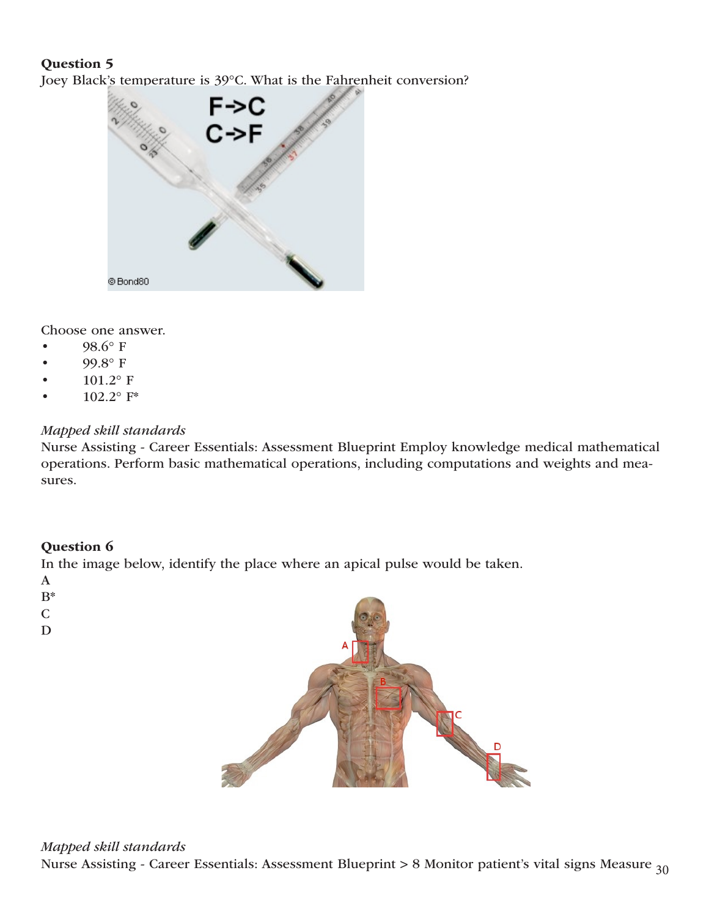**Question 5**

Joey Black's temperature is 39°C. What is the Fahrenheit conversion?

Choose one answer.

- 98.6° F
- 99.8° F
- 101.2° F
- 102.2° F*

*Mapped skill standards*

Nurse Assisting - Career Essentials: Assessment Blueprint Employ knowledge medical mathematical operations. Perform basic mathematical operations, including computations and weights and measures.

**Question 6**

In the image below, identify the place where an apical pulse would be taken.

A
B*
C
D

*Mapped skill standards*

Nurse Assisting - Career Essentials: Assessment Blueprint > 8 Monitor patient's vital signs Measure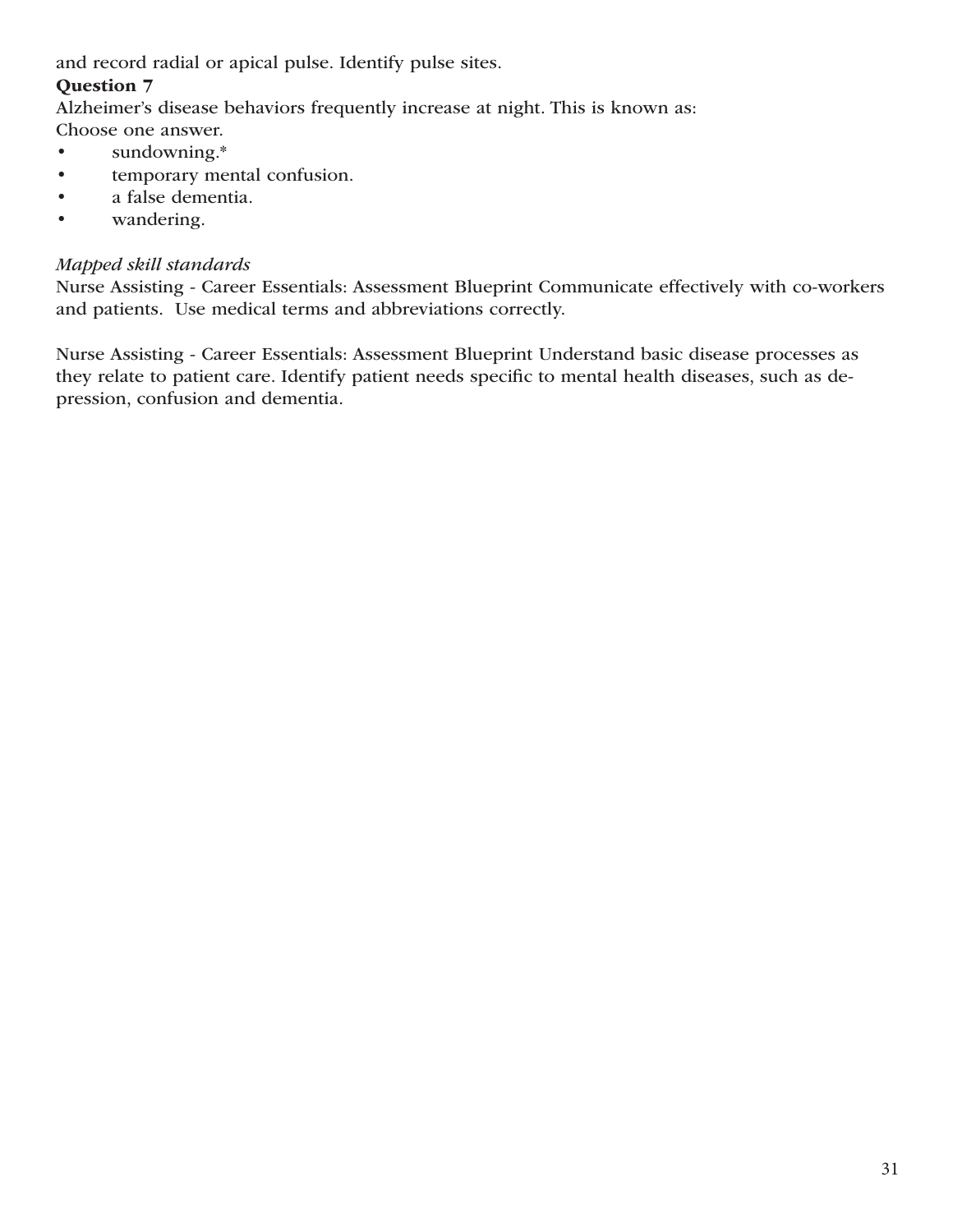and record radial or apical pulse. Identify pulse sites.

**Question 7**

Alzheimer's disease behaviors frequently increase at night. This is known as:
Choose one answer.

- sundowning.*
- temporary mental confusion.
- a false dementia.
- wandering.

*Mapped skill standards*

Nurse Assisting - Career Essentials: Assessment Blueprint Communicate effectively with co-workers and patients. Use medical terms and abbreviations correctly.

Nurse Assisting - Career Essentials: Assessment Blueprint Understand basic disease processes as they relate to patient care. Identify patient needs specific to mental health diseases, such as depression, confusion and dementia.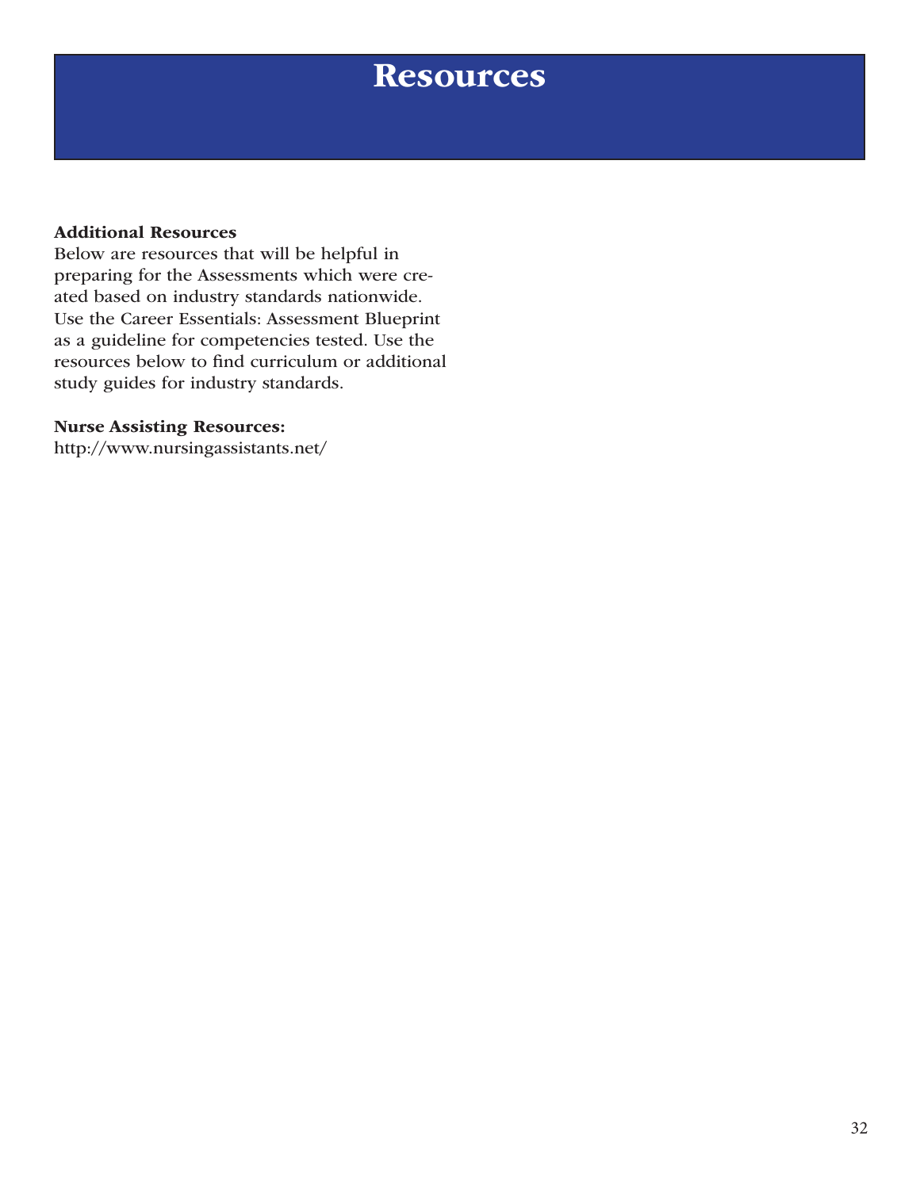# Resources

**Additional Resources**

Below are resources that will be helpful in preparing for the Assessments which were created based on industry standards nationwide. Use the Career Essentials: Assessment Blueprint as a guideline for competencies tested. Use the resources below to find curriculum or additional study guides for industry standards.

**Nurse Assisting Resources:**

http://www.nursingassistants.net/